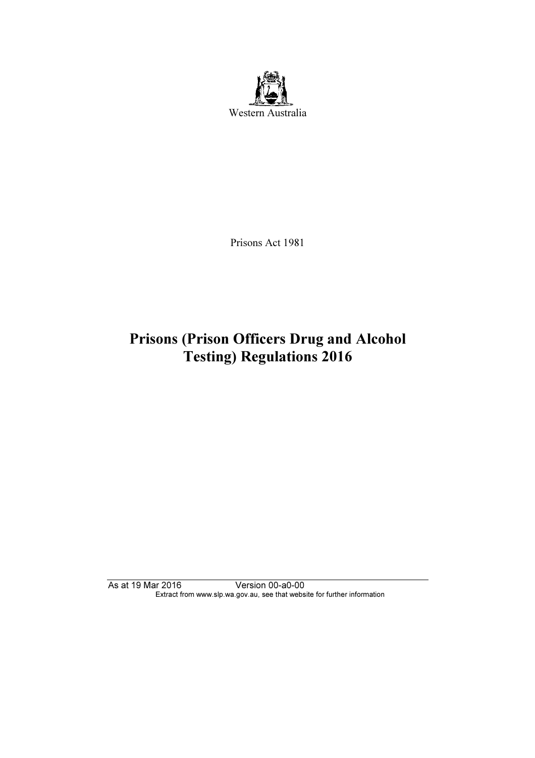Western Australia

Prisons Act 1981

# Prisons (Prison Officers Drug and Alcohol Testing) Regulations 2016

As at 19 Mar 2016 Version 00-a0-00
Extract from www.slp.wa.gov.au, see that website for further information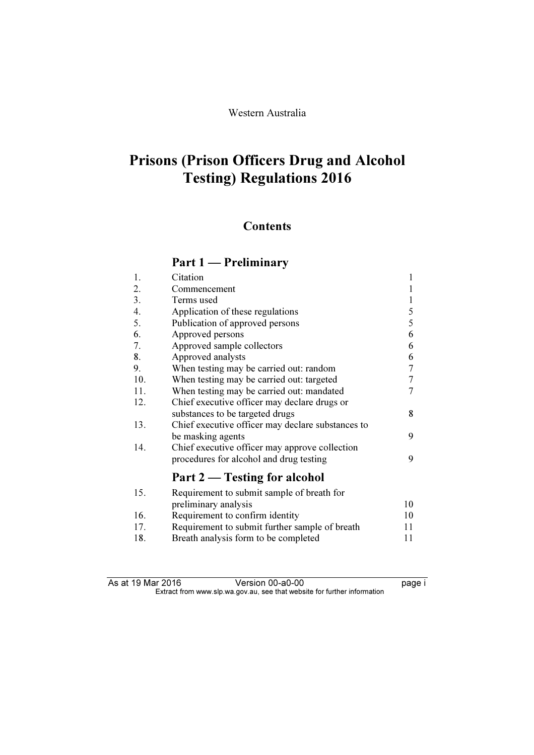Western Australia

# Prisons (Prison Officers Drug and Alcohol Testing) Regulations 2016

## Contents

### Part 1 — Preliminary

| | | |
|---|---|---|
| 1. | Citation | 1 |
| 2. | Commencement | 1 |
| 3. | Terms used | 1 |
| 4. | Application of these regulations | 5 |
| 5. | Publication of approved persons | 5 |
| 6. | Approved persons | 6 |
| 7. | Approved sample collectors | 6 |
| 8. | Approved analysts | 6 |
| 9. | When testing may be carried out: random | 7 |
| 10. | When testing may be carried out: targeted | 7 |
| 11. | When testing may be carried out: mandated | 7 |
| 12. | Chief executive officer may declare drugs or substances to be targeted drugs | 8 |
| 13. | Chief executive officer may declare substances to be masking agents | 9 |
| 14. | Chief executive officer may approve collection procedures for alcohol and drug testing | 9 |

### Part 2 — Testing for alcohol

| | | |
|---|---|---|
| 15. | Requirement to submit sample of breath for preliminary analysis | 10 |
| 16. | Requirement to confirm identity | 10 |
| 17. | Requirement to submit further sample of breath | 11 |
| 18. | Breath analysis form to be completed | 11 |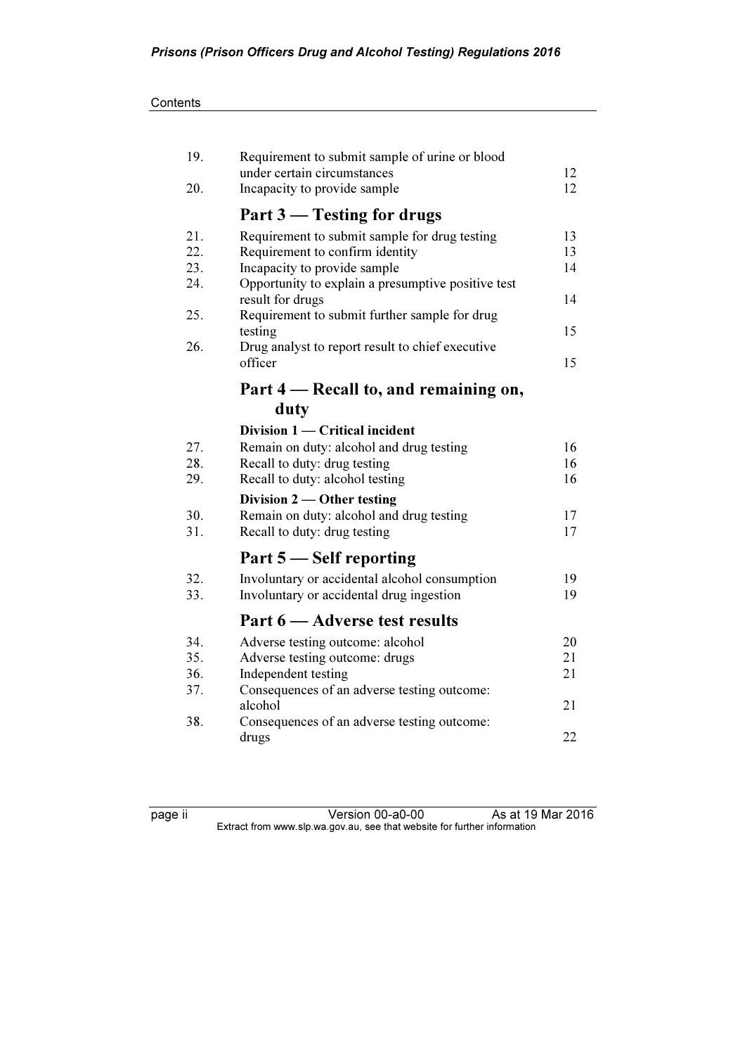| | | |
|---|---|---|
| 19. | Requirement to submit sample of urine or blood under certain circumstances | 12 |
| 20. | Incapacity to provide sample | 12 |
| | **Part 3 — Testing for drugs** | |
| 21. | Requirement to submit sample for drug testing | 13 |
| 22. | Requirement to confirm identity | 13 |
| 23. | Incapacity to provide sample | 14 |
| 24. | Opportunity to explain a presumptive positive test result for drugs | 14 |
| 25. | Requirement to submit further sample for drug testing | 15 |
| 26. | Drug analyst to report result to chief executive officer | 15 |
| | **Part 4 — Recall to, and remaining on, duty** | |
| | **Division 1 — Critical incident** | |
| 27. | Remain on duty: alcohol and drug testing | 16 |
| 28. | Recall to duty: drug testing | 16 |
| 29. | Recall to duty: alcohol testing | 16 |
| | **Division 2 — Other testing** | |
| 30. | Remain on duty: alcohol and drug testing | 17 |
| 31. | Recall to duty: drug testing | 17 |
| | **Part 5 — Self reporting** | |
| 32. | Involuntary or accidental alcohol consumption | 19 |
| 33. | Involuntary or accidental drug ingestion | 19 |
| | **Part 6 — Adverse test results** | |
| 34. | Adverse testing outcome: alcohol | 20 |
| 35. | Adverse testing outcome: drugs | 21 |
| 36. | Independent testing | 21 |
| 37. | Consequences of an adverse testing outcome: alcohol | 21 |
| 38. | Consequences of an adverse testing outcome: drugs | 22 |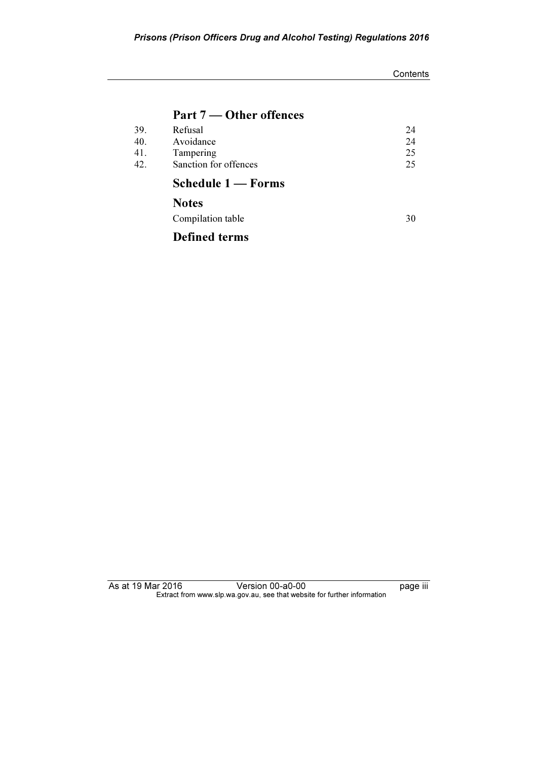## Part 7 — Other offences

| | | |
|---|---|---|
| 39. | Refusal | 24 |
| 40. | Avoidance | 24 |
| 41. | Tampering | 25 |
| 42. | Sanction for offences | 25 |

## Schedule 1 — Forms

## Notes

| | |
|---|---|
| Compilation table | 30 |

## Defined terms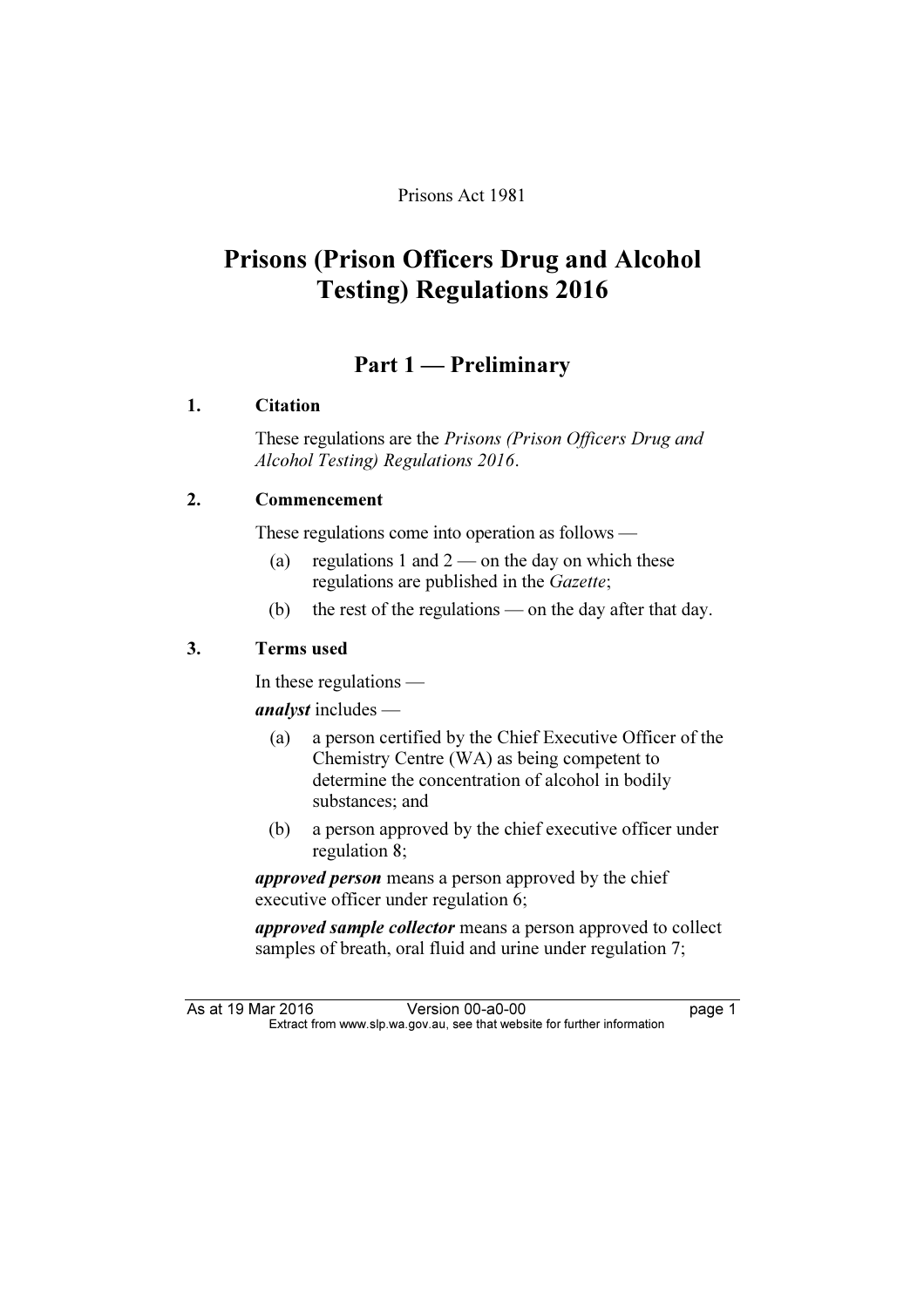Prisons Act 1981

# Prisons (Prison Officers Drug and Alcohol Testing) Regulations 2016

## Part 1 — Preliminary

### 1. Citation

These regulations are the *Prisons (Prison Officers Drug and Alcohol Testing) Regulations 2016*.

### 2. Commencement

These regulations come into operation as follows —

(a) regulations 1 and 2 — on the day on which these regulations are published in the *Gazette*;

(b) the rest of the regulations — on the day after that day.

### 3. Terms used

In these regulations —

***analyst*** includes —

(a) a person certified by the Chief Executive Officer of the Chemistry Centre (WA) as being competent to determine the concentration of alcohol in bodily substances; and

(b) a person approved by the chief executive officer under regulation 8;

***approved person*** means a person approved by the chief executive officer under regulation 6;

***approved sample collector*** means a person approved to collect samples of breath, oral fluid and urine under regulation 7;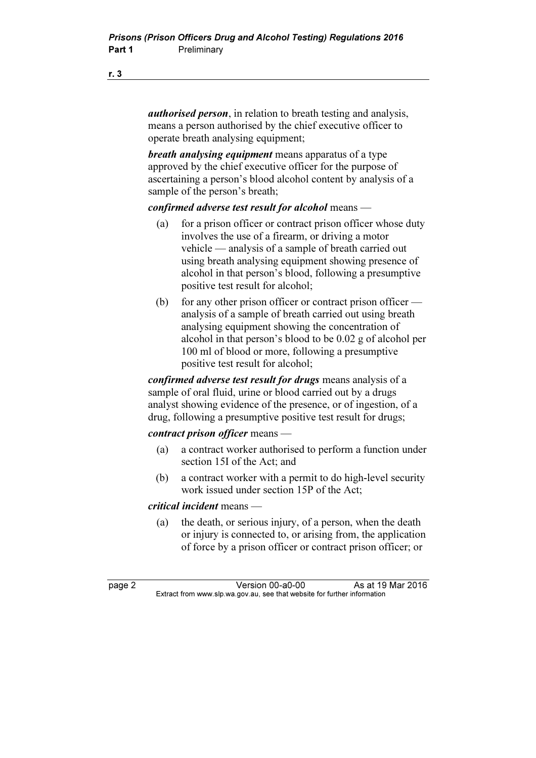***authorised person***, in relation to breath testing and analysis, means a person authorised by the chief executive officer to operate breath analysing equipment;

***breath analysing equipment*** means apparatus of a type approved by the chief executive officer for the purpose of ascertaining a person's blood alcohol content by analysis of a sample of the person's breath;

***confirmed adverse test result for alcohol*** means —

(a) for a prison officer or contract prison officer whose duty involves the use of a firearm, or driving a motor vehicle — analysis of a sample of breath carried out using breath analysing equipment showing presence of alcohol in that person's blood, following a presumptive positive test result for alcohol;

(b) for any other prison officer or contract prison officer — analysis of a sample of breath carried out using breath analysing equipment showing the concentration of alcohol in that person's blood to be 0.02 g of alcohol per 100 ml of blood or more, following a presumptive positive test result for alcohol;

***confirmed adverse test result for drugs*** means analysis of a sample of oral fluid, urine or blood carried out by a drugs analyst showing evidence of the presence, or of ingestion, of a drug, following a presumptive positive test result for drugs;

***contract prison officer*** means —

(a) a contract worker authorised to perform a function under section 15I of the Act; and

(b) a contract worker with a permit to do high-level security work issued under section 15P of the Act;

***critical incident*** means —

(a) the death, or serious injury, of a person, when the death or injury is connected to, or arising from, the application of force by a prison officer or contract prison officer; or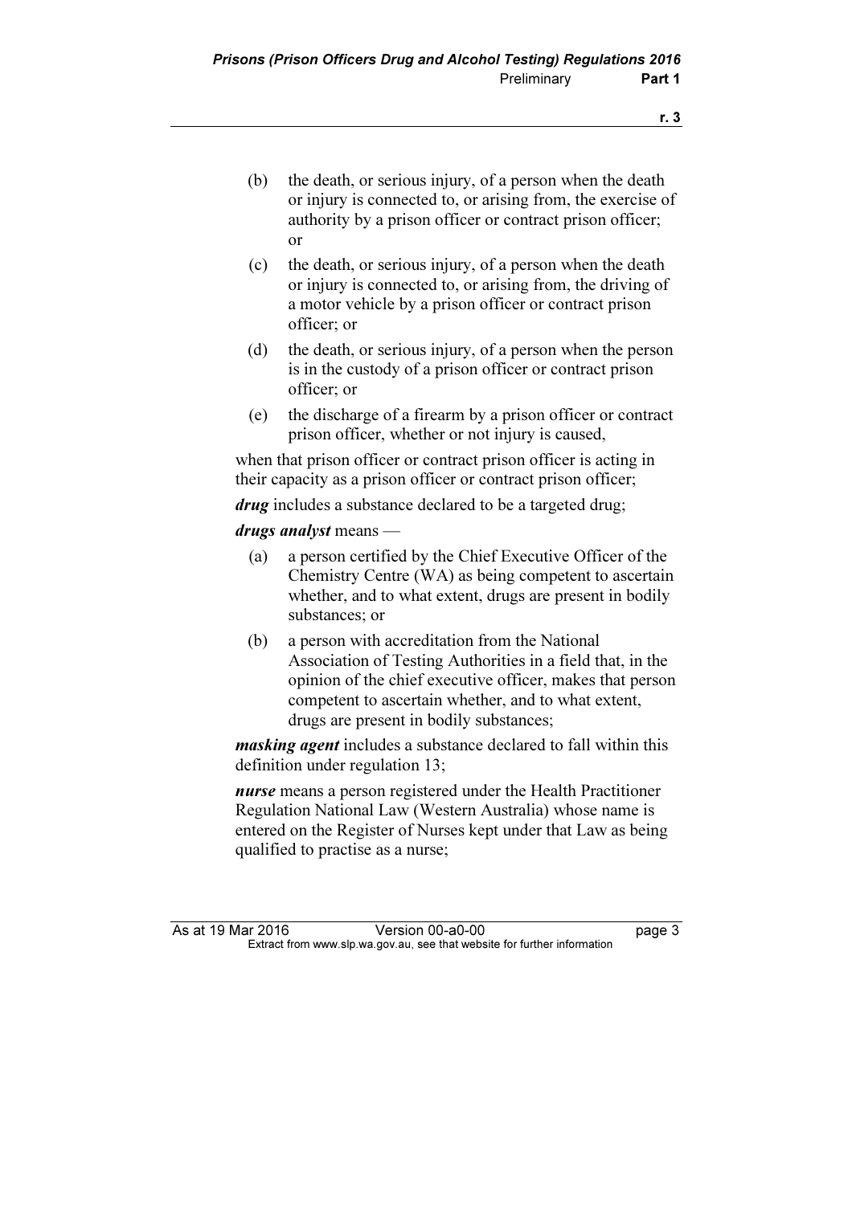(b) the death, or serious injury, of a person when the death or injury is connected to, or arising from, the exercise of authority by a prison officer or contract prison officer; or

(c) the death, or serious injury, of a person when the death or injury is connected to, or arising from, the driving of a motor vehicle by a prison officer or contract prison officer; or

(d) the death, or serious injury, of a person when the person is in the custody of a prison officer or contract prison officer; or

(e) the discharge of a firearm by a prison officer or contract prison officer, whether or not injury is caused,

when that prison officer or contract prison officer is acting in their capacity as a prison officer or contract prison officer;

***drug*** includes a substance declared to be a targeted drug;

***drugs analyst*** means —

(a) a person certified by the Chief Executive Officer of the Chemistry Centre (WA) as being competent to ascertain whether, and to what extent, drugs are present in bodily substances; or

(b) a person with accreditation from the National Association of Testing Authorities in a field that, in the opinion of the chief executive officer, makes that person competent to ascertain whether, and to what extent, drugs are present in bodily substances;

***masking agent*** includes a substance declared to fall within this definition under regulation 13;

***nurse*** means a person registered under the Health Practitioner Regulation National Law (Western Australia) whose name is entered on the Register of Nurses kept under that Law as being qualified to practise as a nurse;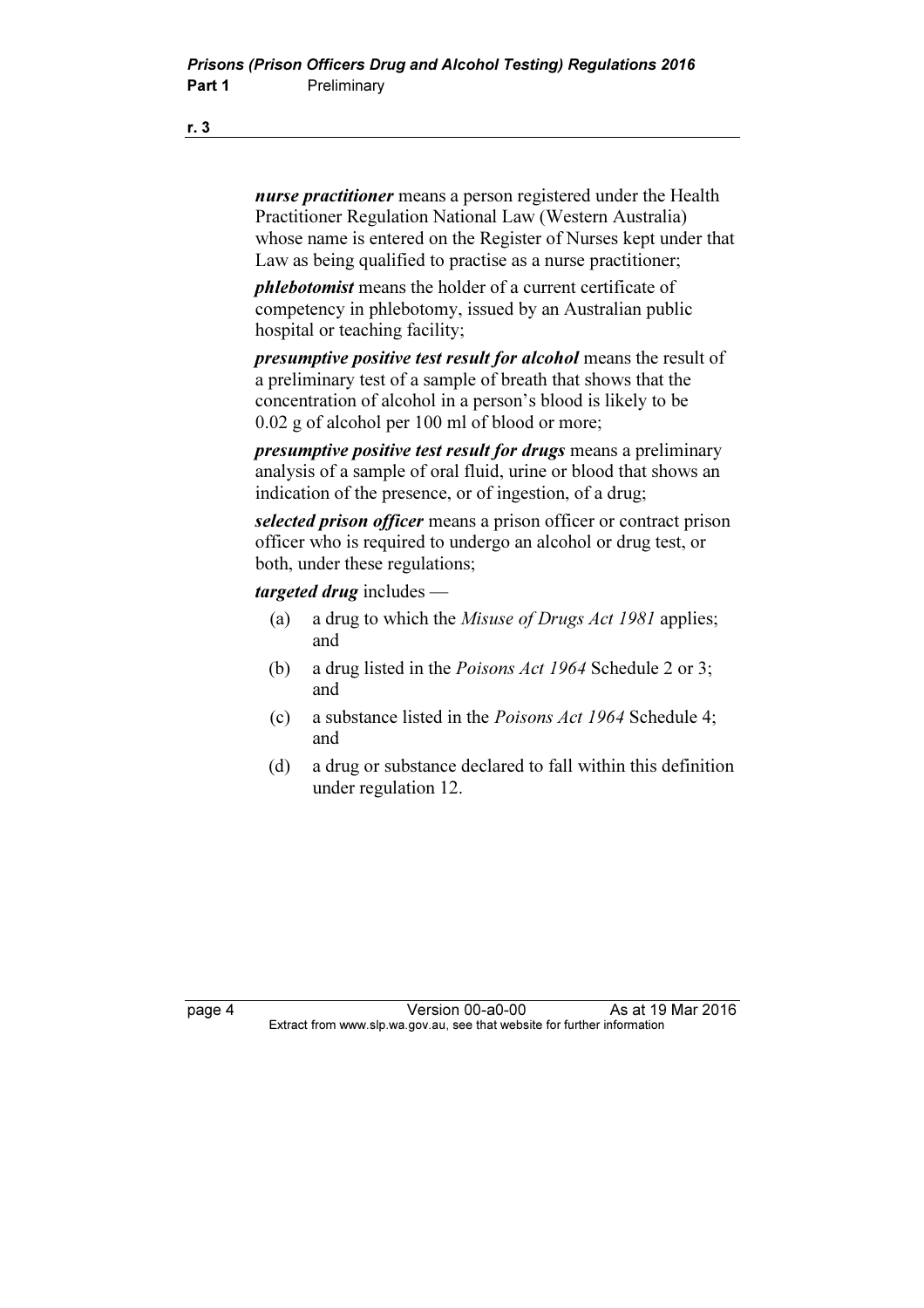***nurse practitioner*** means a person registered under the Health Practitioner Regulation National Law (Western Australia) whose name is entered on the Register of Nurses kept under that Law as being qualified to practise as a nurse practitioner;

***phlebotomist*** means the holder of a current certificate of competency in phlebotomy, issued by an Australian public hospital or teaching facility;

***presumptive positive test result for alcohol*** means the result of a preliminary test of a sample of breath that shows that the concentration of alcohol in a person's blood is likely to be 0.02 g of alcohol per 100 ml of blood or more;

***presumptive positive test result for drugs*** means a preliminary analysis of a sample of oral fluid, urine or blood that shows an indication of the presence, or of ingestion, of a drug;

***selected prison officer*** means a prison officer or contract prison officer who is required to undergo an alcohol or drug test, or both, under these regulations;

***targeted drug*** includes —

(a) a drug to which the *Misuse of Drugs Act 1981* applies; and

(b) a drug listed in the *Poisons Act 1964* Schedule 2 or 3; and

(c) a substance listed in the *Poisons Act 1964* Schedule 4; and

(d) a drug or substance declared to fall within this definition under regulation 12.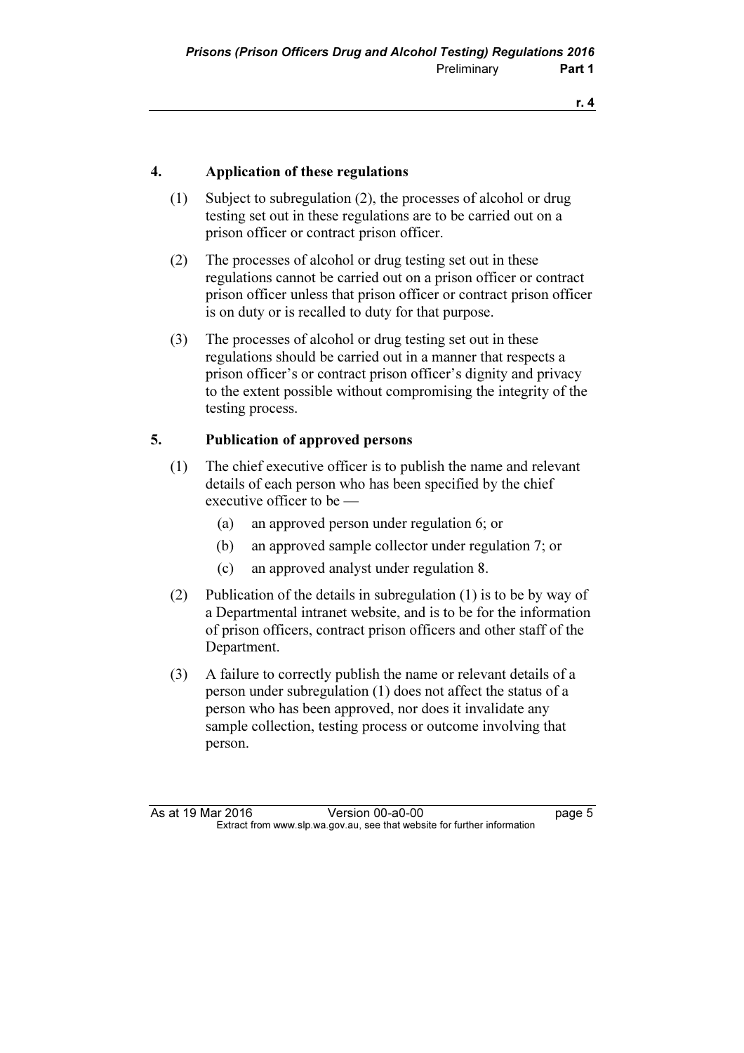## 4. Application of these regulations

(1) Subject to subregulation (2), the processes of alcohol or drug testing set out in these regulations are to be carried out on a prison officer or contract prison officer.

(2) The processes of alcohol or drug testing set out in these regulations cannot be carried out on a prison officer or contract prison officer unless that prison officer or contract prison officer is on duty or is recalled to duty for that purpose.

(3) The processes of alcohol or drug testing set out in these regulations should be carried out in a manner that respects a prison officer's or contract prison officer's dignity and privacy to the extent possible without compromising the integrity of the testing process.

## 5. Publication of approved persons

(1) The chief executive officer is to publish the name and relevant details of each person who has been specified by the chief executive officer to be —

- (a) an approved person under regulation 6; or
- (b) an approved sample collector under regulation 7; or
- (c) an approved analyst under regulation 8.

(2) Publication of the details in subregulation (1) is to be by way of a Departmental intranet website, and is to be for the information of prison officers, contract prison officers and other staff of the Department.

(3) A failure to correctly publish the name or relevant details of a person under subregulation (1) does not affect the status of a person who has been approved, nor does it invalidate any sample collection, testing process or outcome involving that person.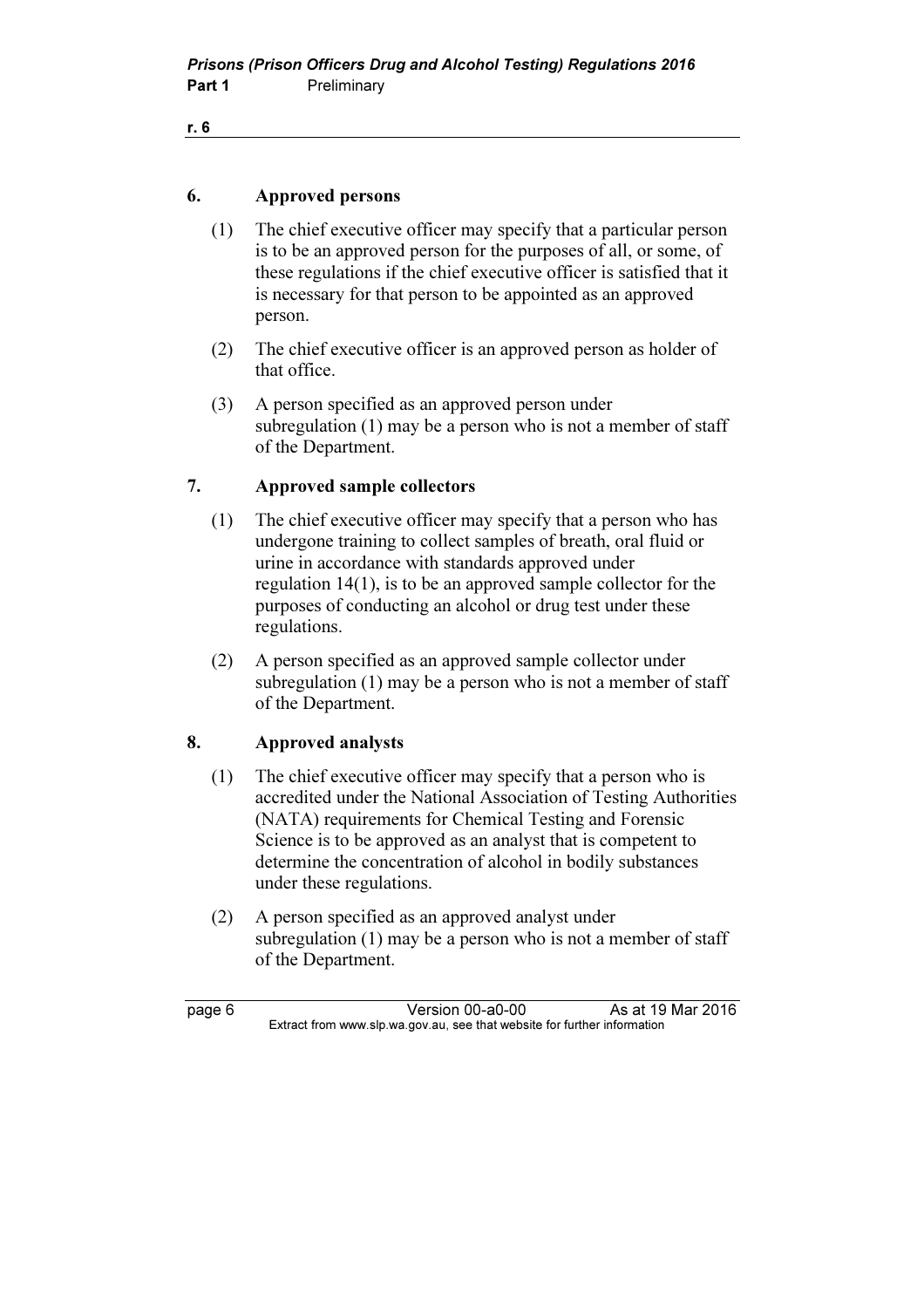## 6. Approved persons

(1) The chief executive officer may specify that a particular person is to be an approved person for the purposes of all, or some, of these regulations if the chief executive officer is satisfied that it is necessary for that person to be appointed as an approved person.

(2) The chief executive officer is an approved person as holder of that office.

(3) A person specified as an approved person under subregulation (1) may be a person who is not a member of staff of the Department.

## 7. Approved sample collectors

(1) The chief executive officer may specify that a person who has undergone training to collect samples of breath, oral fluid or urine in accordance with standards approved under regulation 14(1), is to be an approved sample collector for the purposes of conducting an alcohol or drug test under these regulations.

(2) A person specified as an approved sample collector under subregulation (1) may be a person who is not a member of staff of the Department.

## 8. Approved analysts

(1) The chief executive officer may specify that a person who is accredited under the National Association of Testing Authorities (NATA) requirements for Chemical Testing and Forensic Science is to be approved as an analyst that is competent to determine the concentration of alcohol in bodily substances under these regulations.

(2) A person specified as an approved analyst under subregulation (1) may be a person who is not a member of staff of the Department.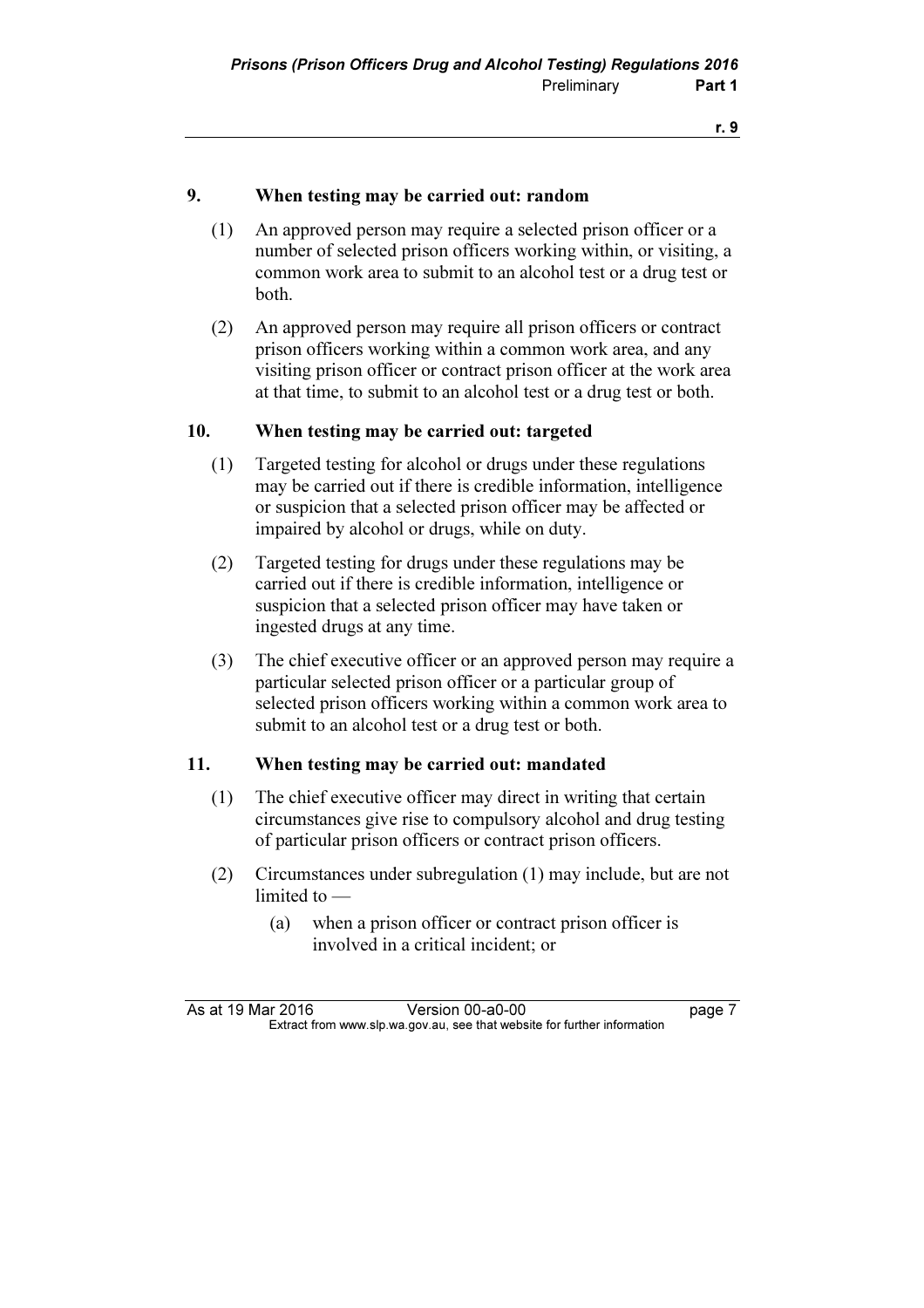### 9. When testing may be carried out: random

(1) An approved person may require a selected prison officer or a number of selected prison officers working within, or visiting, a common work area to submit to an alcohol test or a drug test or both.

(2) An approved person may require all prison officers or contract prison officers working within a common work area, and any visiting prison officer or contract prison officer at the work area at that time, to submit to an alcohol test or a drug test or both.

### 10. When testing may be carried out: targeted

(1) Targeted testing for alcohol or drugs under these regulations may be carried out if there is credible information, intelligence or suspicion that a selected prison officer may be affected or impaired by alcohol or drugs, while on duty.

(2) Targeted testing for drugs under these regulations may be carried out if there is credible information, intelligence or suspicion that a selected prison officer may have taken or ingested drugs at any time.

(3) The chief executive officer or an approved person may require a particular selected prison officer or a particular group of selected prison officers working within a common work area to submit to an alcohol test or a drug test or both.

### 11. When testing may be carried out: mandated

(1) The chief executive officer may direct in writing that certain circumstances give rise to compulsory alcohol and drug testing of particular prison officers or contract prison officers.

(2) Circumstances under subregulation (1) may include, but are not limited to —

(a) when a prison officer or contract prison officer is involved in a critical incident; or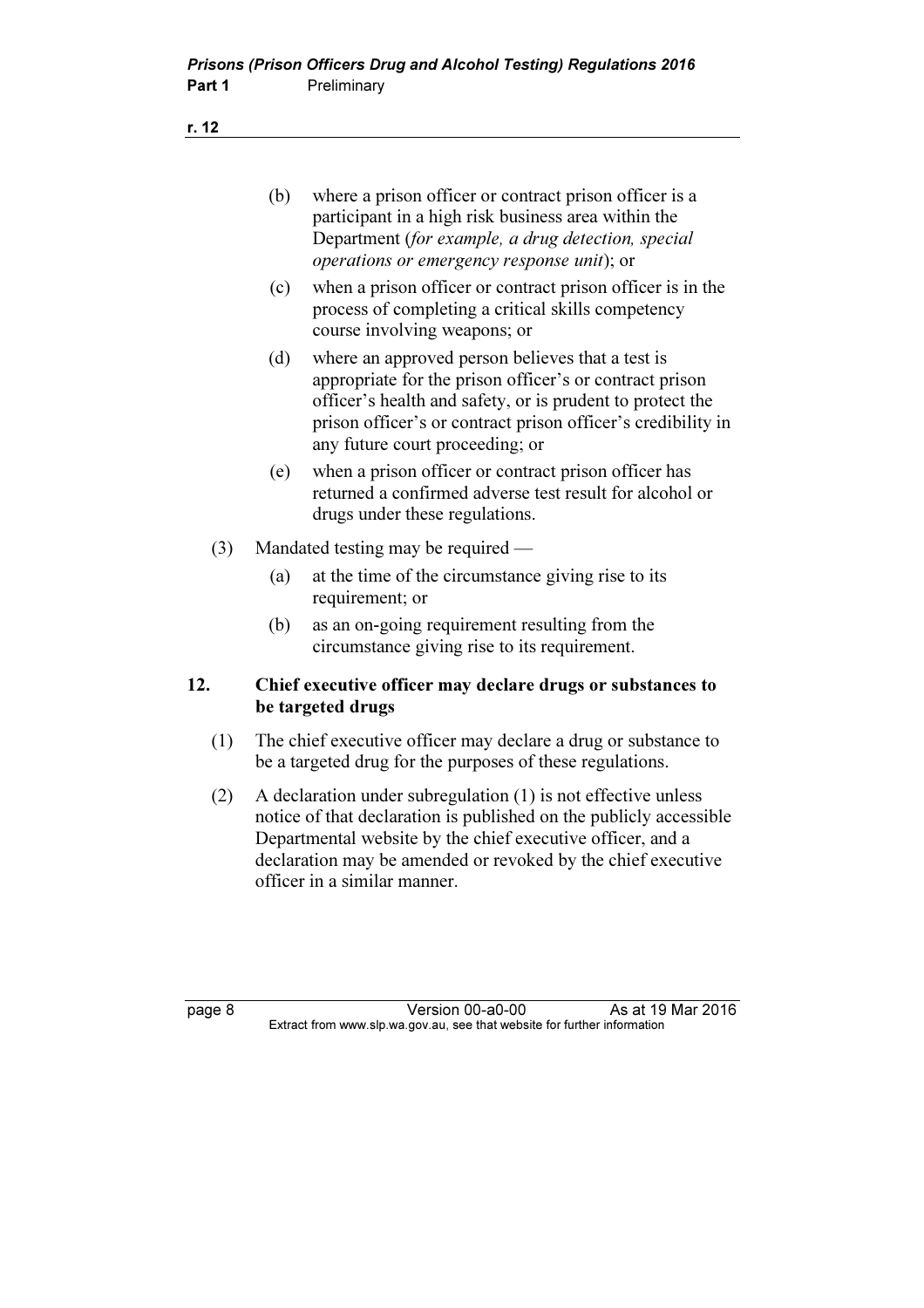(b) where a prison officer or contract prison officer is a participant in a high risk business area within the Department (*for example, a drug detection, special operations or emergency response unit*); or

(c) when a prison officer or contract prison officer is in the process of completing a critical skills competency course involving weapons; or

(d) where an approved person believes that a test is appropriate for the prison officer's or contract prison officer's health and safety, or is prudent to protect the prison officer's or contract prison officer's credibility in any future court proceeding; or

(e) when a prison officer or contract prison officer has returned a confirmed adverse test result for alcohol or drugs under these regulations.

(3) Mandated testing may be required —

(a) at the time of the circumstance giving rise to its requirement; or

(b) as an on-going requirement resulting from the circumstance giving rise to its requirement.

### 12. Chief executive officer may declare drugs or substances to be targeted drugs

(1) The chief executive officer may declare a drug or substance to be a targeted drug for the purposes of these regulations.

(2) A declaration under subregulation (1) is not effective unless notice of that declaration is published on the publicly accessible Departmental website by the chief executive officer, and a declaration may be amended or revoked by the chief executive officer in a similar manner.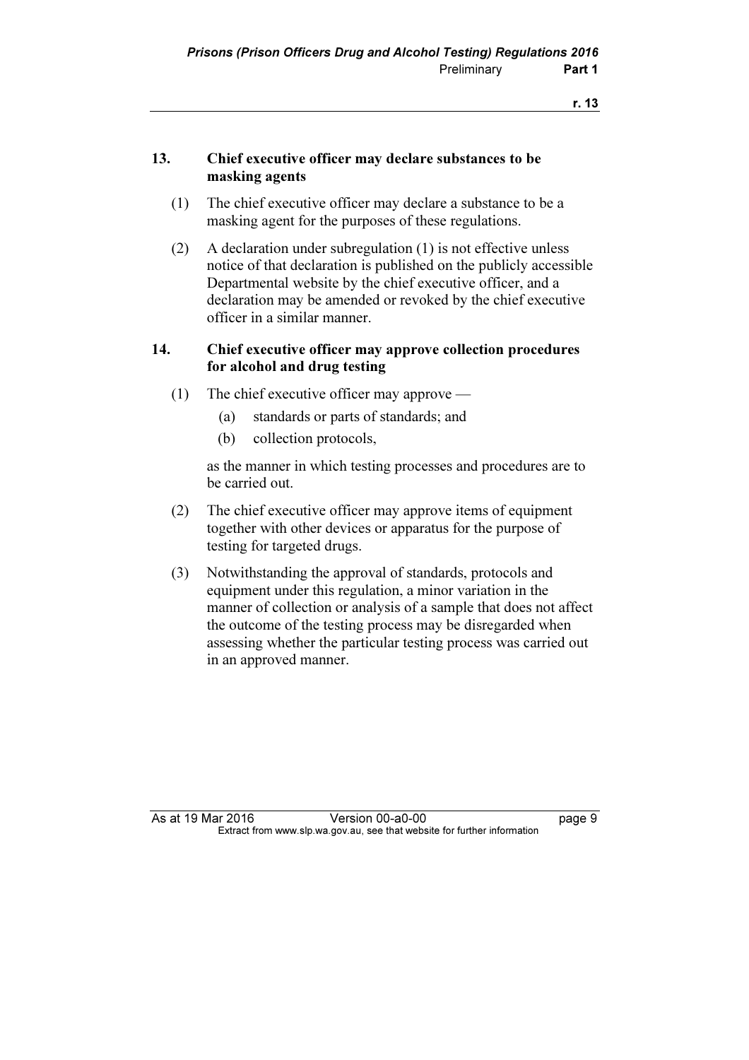### 13. Chief executive officer may declare substances to be masking agents

(1) The chief executive officer may declare a substance to be a masking agent for the purposes of these regulations.

(2) A declaration under subregulation (1) is not effective unless notice of that declaration is published on the publicly accessible Departmental website by the chief executive officer, and a declaration may be amended or revoked by the chief executive officer in a similar manner.

### 14. Chief executive officer may approve collection procedures for alcohol and drug testing

(1) The chief executive officer may approve —

- (a) standards or parts of standards; and
- (b) collection protocols,

as the manner in which testing processes and procedures are to be carried out.

(2) The chief executive officer may approve items of equipment together with other devices or apparatus for the purpose of testing for targeted drugs.

(3) Notwithstanding the approval of standards, protocols and equipment under this regulation, a minor variation in the manner of collection or analysis of a sample that does not affect the outcome of the testing process may be disregarded when assessing whether the particular testing process was carried out in an approved manner.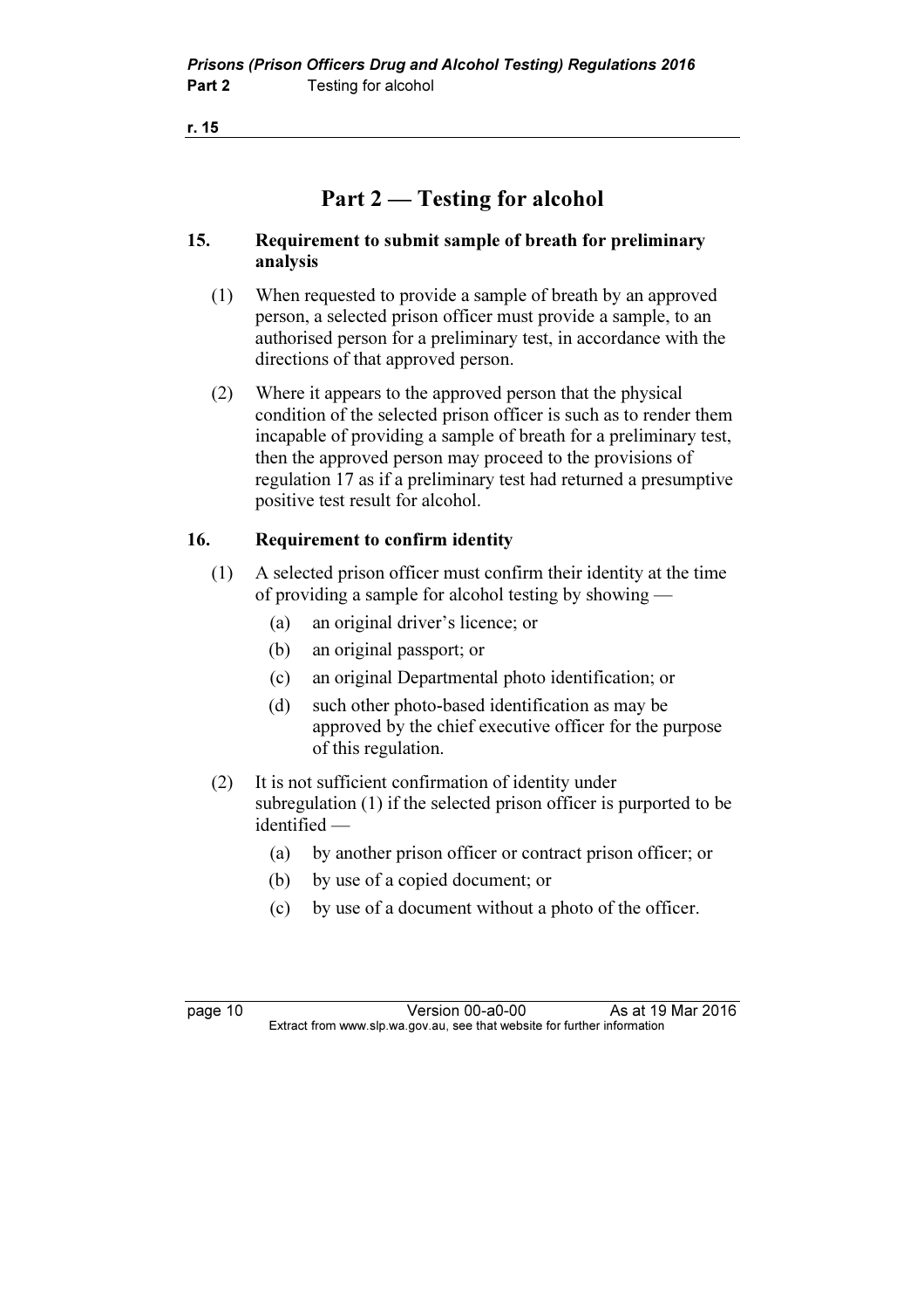# Part 2 — Testing for alcohol

## 15. Requirement to submit sample of breath for preliminary analysis

(1) When requested to provide a sample of breath by an approved person, a selected prison officer must provide a sample, to an authorised person for a preliminary test, in accordance with the directions of that approved person.

(2) Where it appears to the approved person that the physical condition of the selected prison officer is such as to render them incapable of providing a sample of breath for a preliminary test, then the approved person may proceed to the provisions of regulation 17 as if a preliminary test had returned a presumptive positive test result for alcohol.

## 16. Requirement to confirm identity

(1) A selected prison officer must confirm their identity at the time of providing a sample for alcohol testing by showing —

- (a) an original driver's licence; or
- (b) an original passport; or
- (c) an original Departmental photo identification; or
- (d) such other photo-based identification as may be approved by the chief executive officer for the purpose of this regulation.

(2) It is not sufficient confirmation of identity under subregulation (1) if the selected prison officer is purported to be identified —

- (a) by another prison officer or contract prison officer; or
- (b) by use of a copied document; or
- (c) by use of a document without a photo of the officer.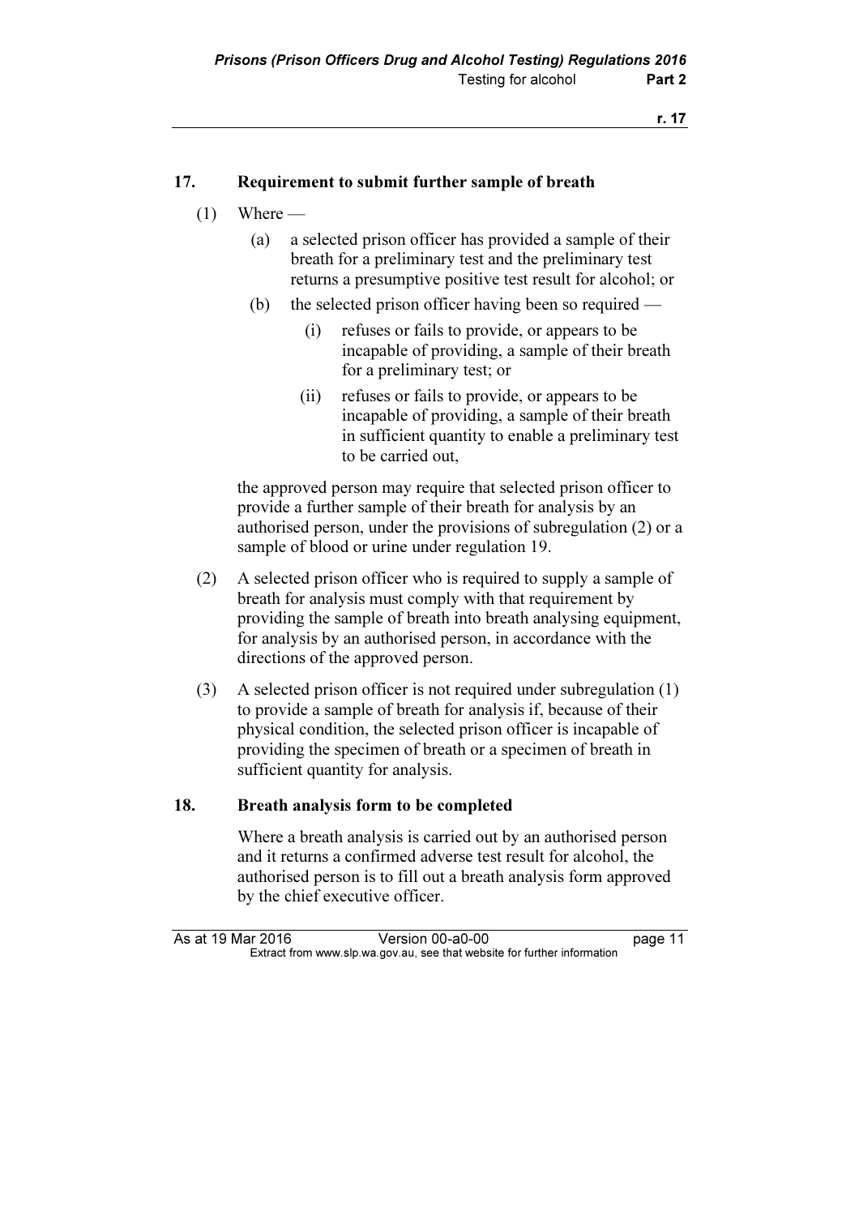## 17. Requirement to submit further sample of breath

(1) Where —

  (a) a selected prison officer has provided a sample of their breath for a preliminary test and the preliminary test returns a presumptive positive test result for alcohol; or

  (b) the selected prison officer having been so required —

    (i) refuses or fails to provide, or appears to be incapable of providing, a sample of their breath for a preliminary test; or

    (ii) refuses or fails to provide, or appears to be incapable of providing, a sample of their breath in sufficient quantity to enable a preliminary test to be carried out,

the approved person may require that selected prison officer to provide a further sample of their breath for analysis by an authorised person, under the provisions of subregulation (2) or a sample of blood or urine under regulation 19.

(2) A selected prison officer who is required to supply a sample of breath for analysis must comply with that requirement by providing the sample of breath into breath analysing equipment, for analysis by an authorised person, in accordance with the directions of the approved person.

(3) A selected prison officer is not required under subregulation (1) to provide a sample of breath for analysis if, because of their physical condition, the selected prison officer is incapable of providing the specimen of breath or a specimen of breath in sufficient quantity for analysis.

## 18. Breath analysis form to be completed

Where a breath analysis is carried out by an authorised person and it returns a confirmed adverse test result for alcohol, the authorised person is to fill out a breath analysis form approved by the chief executive officer.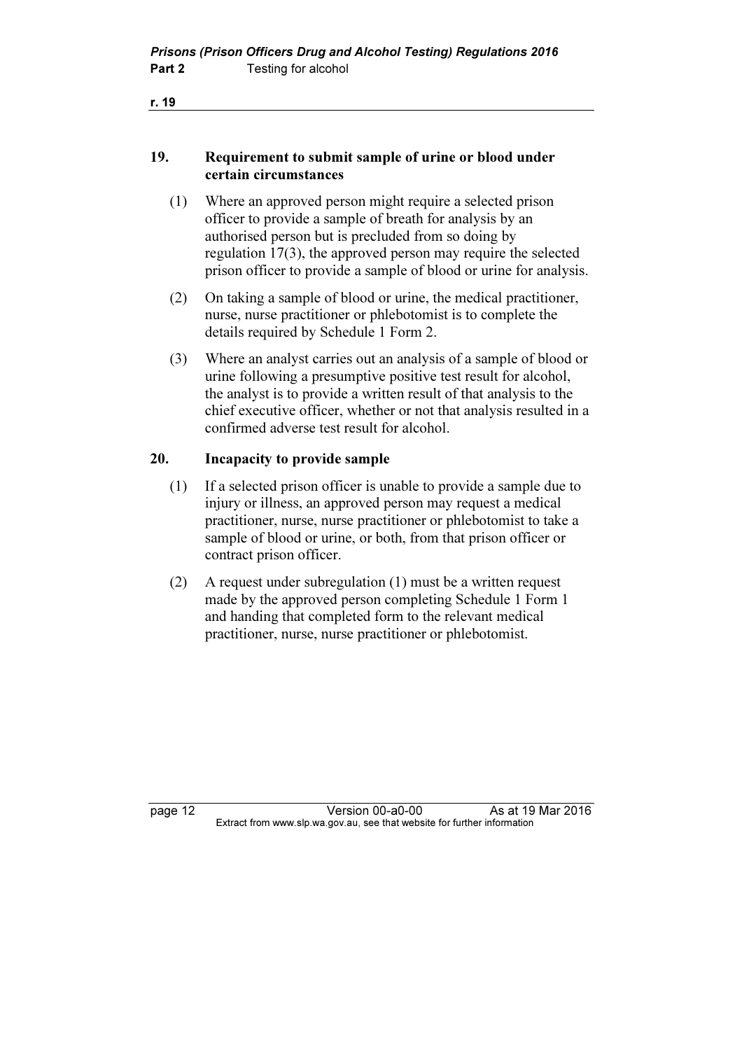## 19. Requirement to submit sample of urine or blood under certain circumstances

(1) Where an approved person might require a selected prison officer to provide a sample of breath for analysis by an authorised person but is precluded from so doing by regulation 17(3), the approved person may require the selected prison officer to provide a sample of blood or urine for analysis.

(2) On taking a sample of blood or urine, the medical practitioner, nurse, nurse practitioner or phlebotomist is to complete the details required by Schedule 1 Form 2.

(3) Where an analyst carries out an analysis of a sample of blood or urine following a presumptive positive test result for alcohol, the analyst is to provide a written result of that analysis to the chief executive officer, whether or not that analysis resulted in a confirmed adverse test result for alcohol.

## 20. Incapacity to provide sample

(1) If a selected prison officer is unable to provide a sample due to injury or illness, an approved person may request a medical practitioner, nurse, nurse practitioner or phlebotomist to take a sample of blood or urine, or both, from that prison officer or contract prison officer.

(2) A request under subregulation (1) must be a written request made by the approved person completing Schedule 1 Form 1 and handing that completed form to the relevant medical practitioner, nurse, nurse practitioner or phlebotomist.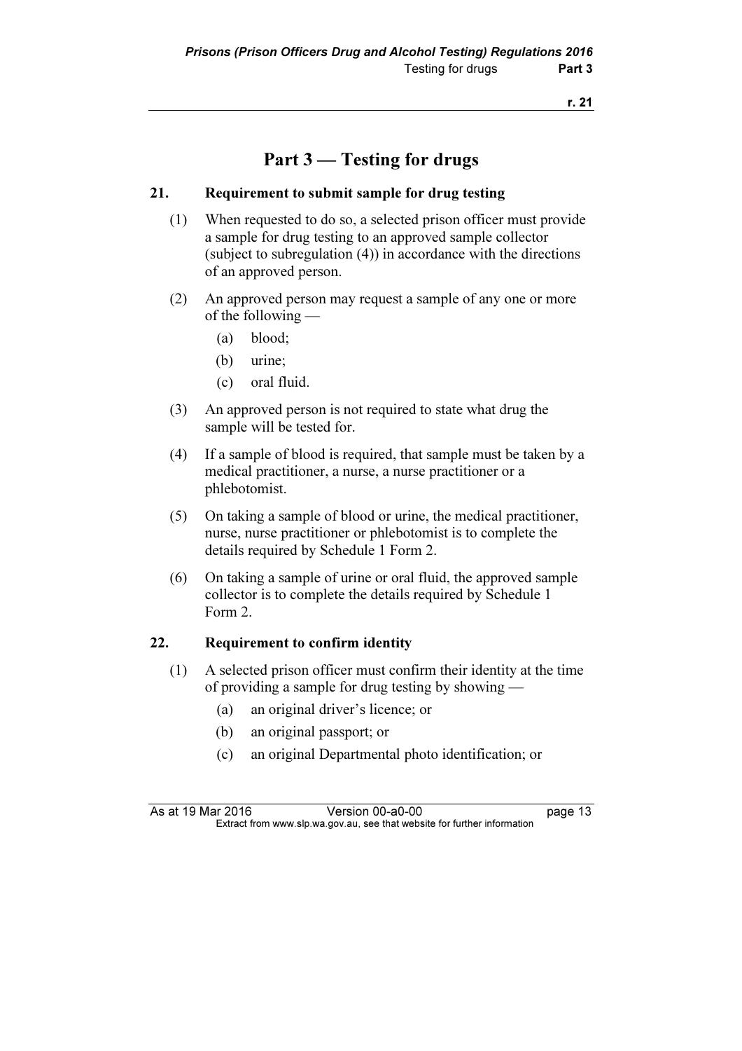# Part 3 — Testing for drugs

## 21. Requirement to submit sample for drug testing

(1) When requested to do so, a selected prison officer must provide a sample for drug testing to an approved sample collector (subject to subregulation (4)) in accordance with the directions of an approved person.

(2) An approved person may request a sample of any one or more of the following —

- (a) blood;
- (b) urine;
- (c) oral fluid.

(3) An approved person is not required to state what drug the sample will be tested for.

(4) If a sample of blood is required, that sample must be taken by a medical practitioner, a nurse, a nurse practitioner or a phlebotomist.

(5) On taking a sample of blood or urine, the medical practitioner, nurse, nurse practitioner or phlebotomist is to complete the details required by Schedule 1 Form 2.

(6) On taking a sample of urine or oral fluid, the approved sample collector is to complete the details required by Schedule 1 Form 2.

## 22. Requirement to confirm identity

(1) A selected prison officer must confirm their identity at the time of providing a sample for drug testing by showing —

- (a) an original driver's licence; or
- (b) an original passport; or
- (c) an original Departmental photo identification; or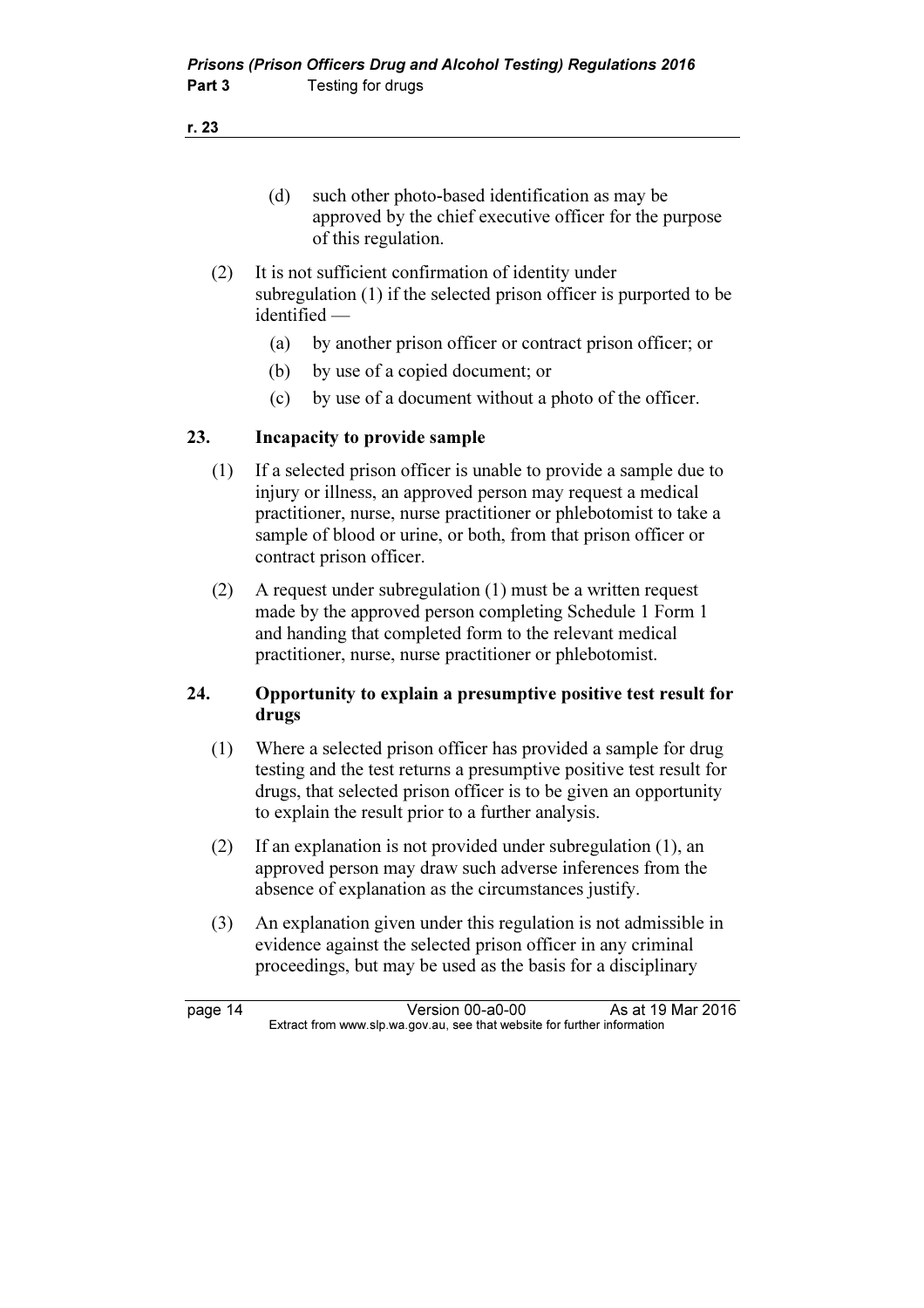(d) such other photo-based identification as may be approved by the chief executive officer for the purpose of this regulation.

(2) It is not sufficient confirmation of identity under subregulation (1) if the selected prison officer is purported to be identified —

(a) by another prison officer or contract prison officer; or

(b) by use of a copied document; or

(c) by use of a document without a photo of the officer.

### 23. Incapacity to provide sample

(1) If a selected prison officer is unable to provide a sample due to injury or illness, an approved person may request a medical practitioner, nurse, nurse practitioner or phlebotomist to take a sample of blood or urine, or both, from that prison officer or contract prison officer.

(2) A request under subregulation (1) must be a written request made by the approved person completing Schedule 1 Form 1 and handing that completed form to the relevant medical practitioner, nurse, nurse practitioner or phlebotomist.

### 24. Opportunity to explain a presumptive positive test result for drugs

(1) Where a selected prison officer has provided a sample for drug testing and the test returns a presumptive positive test result for drugs, that selected prison officer is to be given an opportunity to explain the result prior to a further analysis.

(2) If an explanation is not provided under subregulation (1), an approved person may draw such adverse inferences from the absence of explanation as the circumstances justify.

(3) An explanation given under this regulation is not admissible in evidence against the selected prison officer in any criminal proceedings, but may be used as the basis for a disciplinary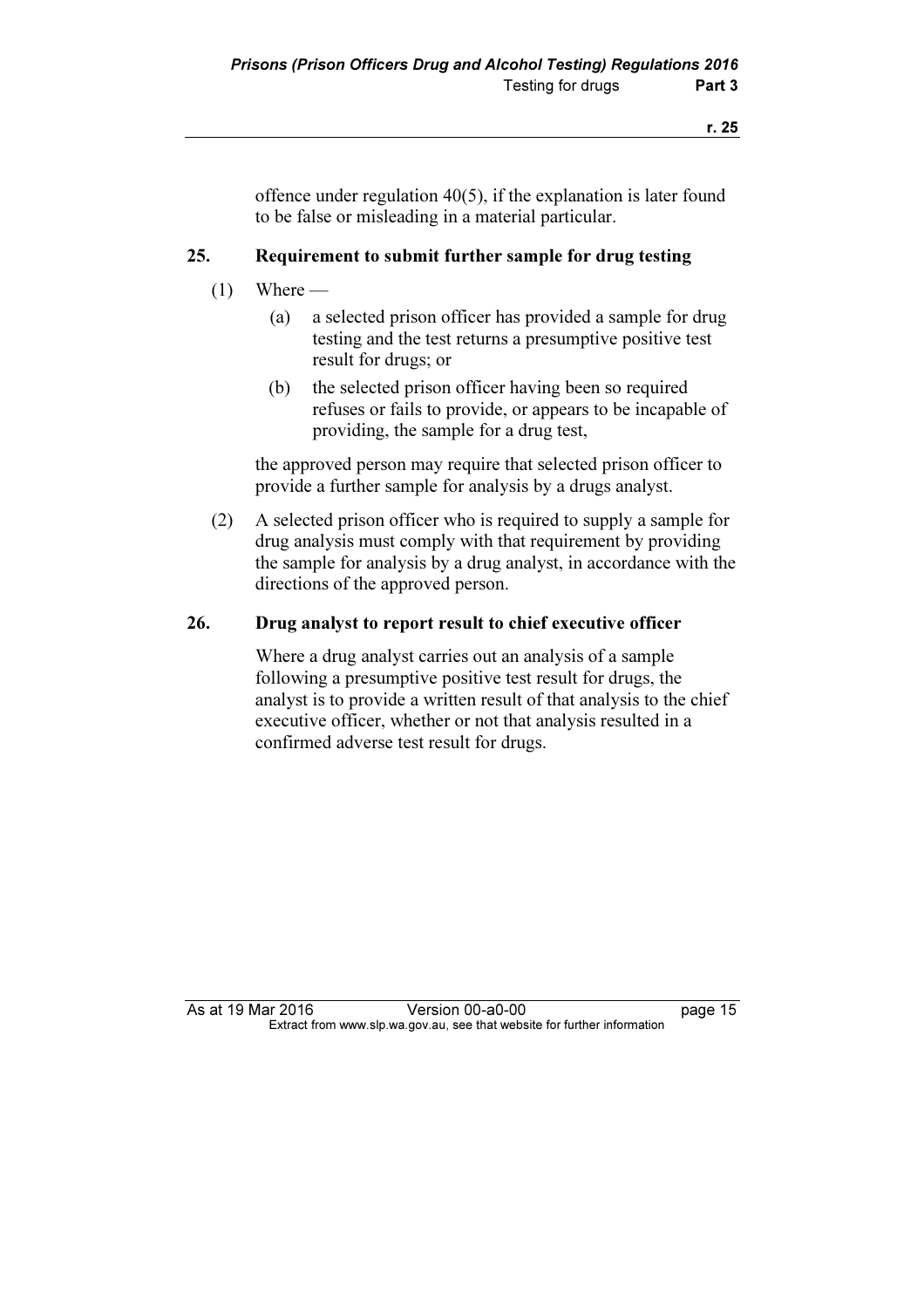offence under regulation 40(5), if the explanation is later found to be false or misleading in a material particular.

## 25. Requirement to submit further sample for drug testing

(1) Where —

(a) a selected prison officer has provided a sample for drug testing and the test returns a presumptive positive test result for drugs; or

(b) the selected prison officer having been so required refuses or fails to provide, or appears to be incapable of providing, the sample for a drug test,

the approved person may require that selected prison officer to provide a further sample for analysis by a drugs analyst.

(2) A selected prison officer who is required to supply a sample for drug analysis must comply with that requirement by providing the sample for analysis by a drug analyst, in accordance with the directions of the approved person.

## 26. Drug analyst to report result to chief executive officer

Where a drug analyst carries out an analysis of a sample following a presumptive positive test result for drugs, the analyst is to provide a written result of that analysis to the chief executive officer, whether or not that analysis resulted in a confirmed adverse test result for drugs.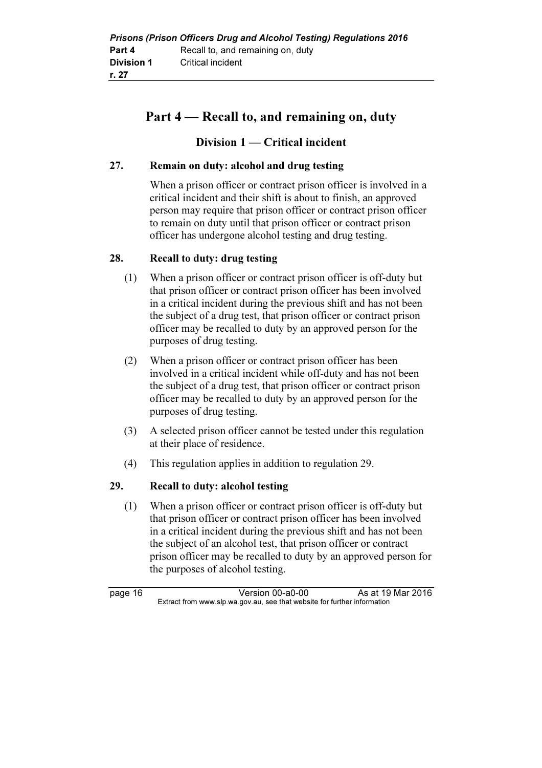## Part 4 — Recall to, and remaining on, duty

### Division 1 — Critical incident

**27. Remain on duty: alcohol and drug testing**

When a prison officer or contract prison officer is involved in a critical incident and their shift is about to finish, an approved person may require that prison officer or contract prison officer to remain on duty until that prison officer or contract prison officer has undergone alcohol testing and drug testing.

**28. Recall to duty: drug testing**

(1) When a prison officer or contract prison officer is off-duty but that prison officer or contract prison officer has been involved in a critical incident during the previous shift and has not been the subject of a drug test, that prison officer or contract prison officer may be recalled to duty by an approved person for the purposes of drug testing.

(2) When a prison officer or contract prison officer has been involved in a critical incident while off-duty and has not been the subject of a drug test, that prison officer or contract prison officer may be recalled to duty by an approved person for the purposes of drug testing.

(3) A selected prison officer cannot be tested under this regulation at their place of residence.

(4) This regulation applies in addition to regulation 29.

**29. Recall to duty: alcohol testing**

(1) When a prison officer or contract prison officer is off-duty but that prison officer or contract prison officer has been involved in a critical incident during the previous shift and has not been the subject of an alcohol test, that prison officer or contract prison officer may be recalled to duty by an approved person for the purposes of alcohol testing.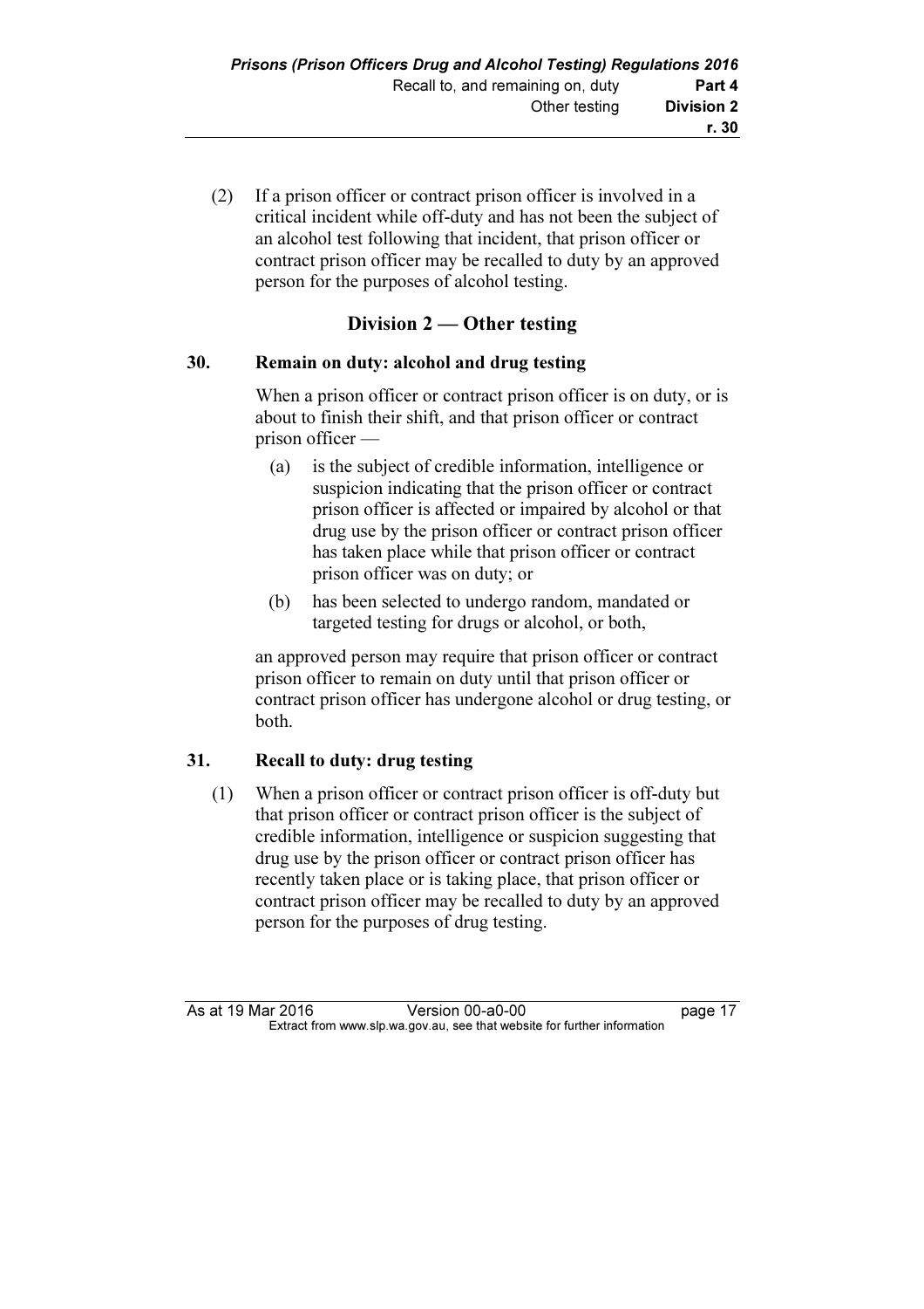(2) If a prison officer or contract prison officer is involved in a critical incident while off-duty and has not been the subject of an alcohol test following that incident, that prison officer or contract prison officer may be recalled to duty by an approved person for the purposes of alcohol testing.

## Division 2 — Other testing

### 30. Remain on duty: alcohol and drug testing

When a prison officer or contract prison officer is on duty, or is about to finish their shift, and that prison officer or contract prison officer —

(a) is the subject of credible information, intelligence or suspicion indicating that the prison officer or contract prison officer is affected or impaired by alcohol or that drug use by the prison officer or contract prison officer has taken place while that prison officer or contract prison officer was on duty; or

(b) has been selected to undergo random, mandated or targeted testing for drugs or alcohol, or both,

an approved person may require that prison officer or contract prison officer to remain on duty until that prison officer or contract prison officer has undergone alcohol or drug testing, or both.

### 31. Recall to duty: drug testing

(1) When a prison officer or contract prison officer is off-duty but that prison officer or contract prison officer is the subject of credible information, intelligence or suspicion suggesting that drug use by the prison officer or contract prison officer has recently taken place or is taking place, that prison officer or contract prison officer may be recalled to duty by an approved person for the purposes of drug testing.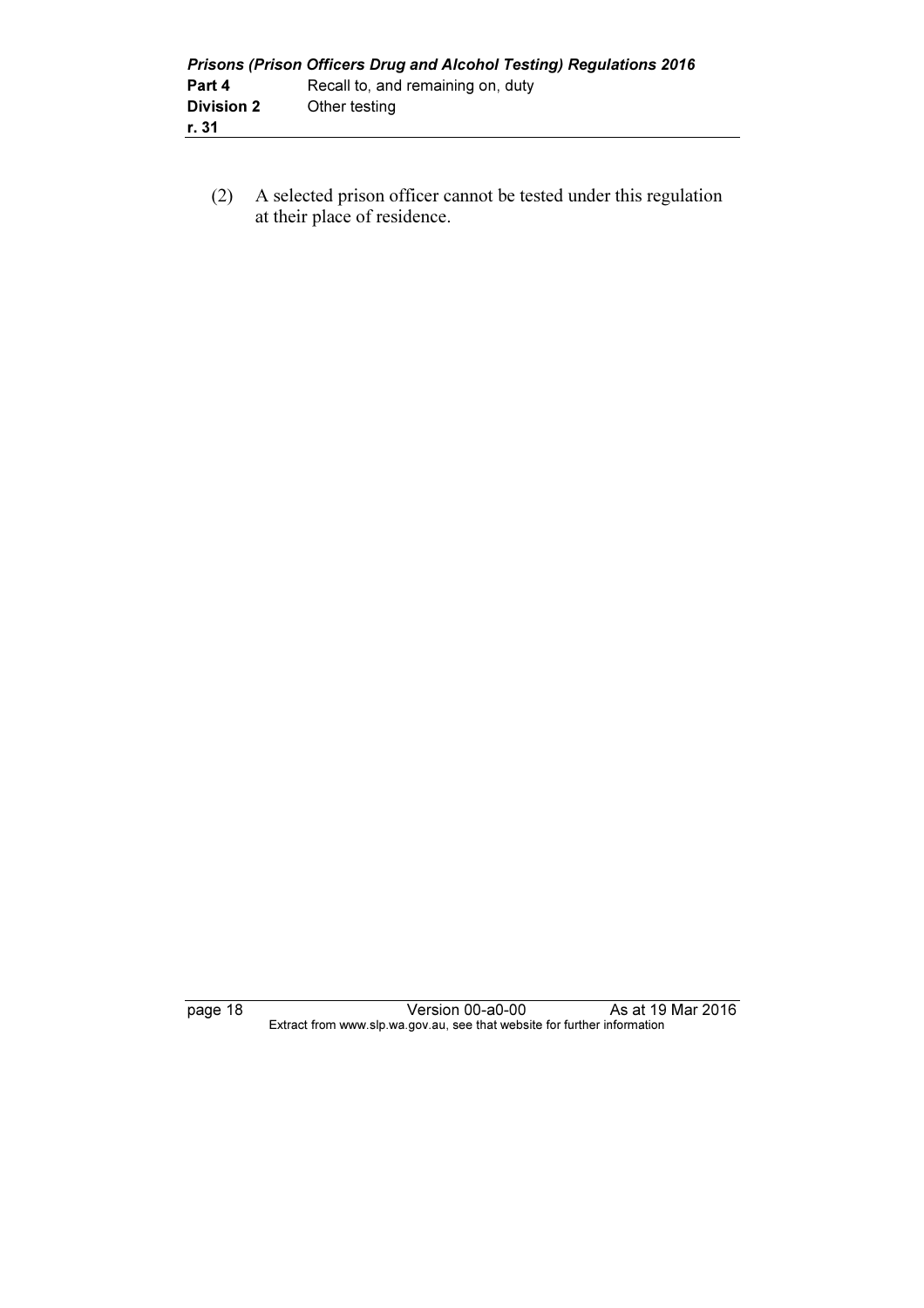(2) A selected prison officer cannot be tested under this regulation at their place of residence.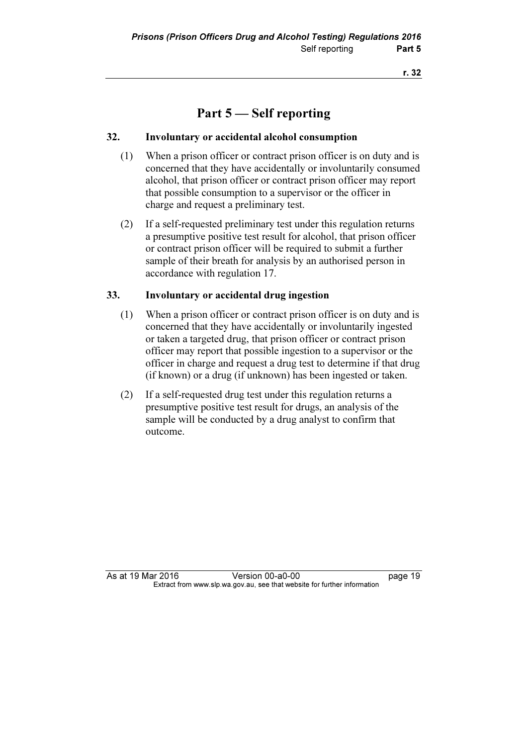# Part 5 — Self reporting

### 32. Involuntary or accidental alcohol consumption

(1) When a prison officer or contract prison officer is on duty and is concerned that they have accidentally or involuntarily consumed alcohol, that prison officer or contract prison officer may report that possible consumption to a supervisor or the officer in charge and request a preliminary test.

(2) If a self-requested preliminary test under this regulation returns a presumptive positive test result for alcohol, that prison officer or contract prison officer will be required to submit a further sample of their breath for analysis by an authorised person in accordance with regulation 17.

### 33. Involuntary or accidental drug ingestion

(1) When a prison officer or contract prison officer is on duty and is concerned that they have accidentally or involuntarily ingested or taken a targeted drug, that prison officer or contract prison officer may report that possible ingestion to a supervisor or the officer in charge and request a drug test to determine if that drug (if known) or a drug (if unknown) has been ingested or taken.

(2) If a self-requested drug test under this regulation returns a presumptive positive test result for drugs, an analysis of the sample will be conducted by a drug analyst to confirm that outcome.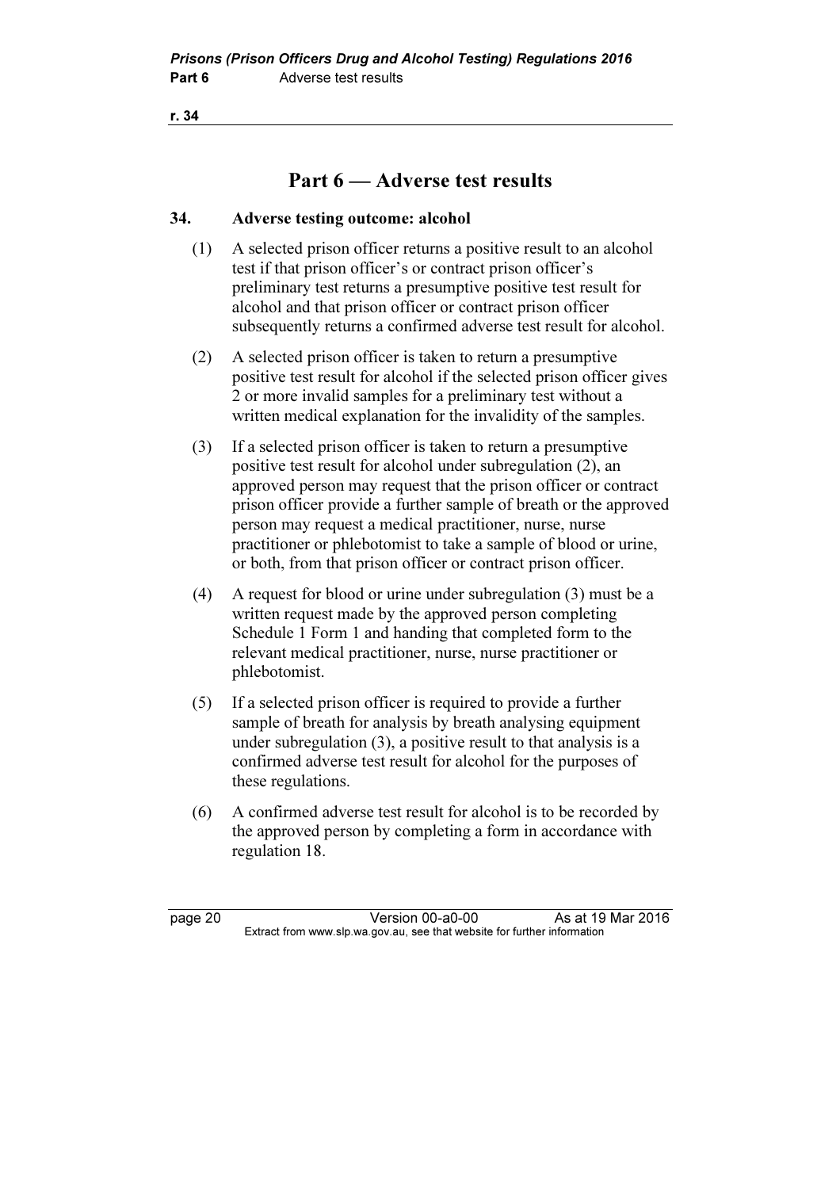## Part 6 — Adverse test results

### 34. Adverse testing outcome: alcohol

(1) A selected prison officer returns a positive result to an alcohol test if that prison officer's or contract prison officer's preliminary test returns a presumptive positive test result for alcohol and that prison officer or contract prison officer subsequently returns a confirmed adverse test result for alcohol.

(2) A selected prison officer is taken to return a presumptive positive test result for alcohol if the selected prison officer gives 2 or more invalid samples for a preliminary test without a written medical explanation for the invalidity of the samples.

(3) If a selected prison officer is taken to return a presumptive positive test result for alcohol under subregulation (2), an approved person may request that the prison officer or contract prison officer provide a further sample of breath or the approved person may request a medical practitioner, nurse, nurse practitioner or phlebotomist to take a sample of blood or urine, or both, from that prison officer or contract prison officer.

(4) A request for blood or urine under subregulation (3) must be a written request made by the approved person completing Schedule 1 Form 1 and handing that completed form to the relevant medical practitioner, nurse, nurse practitioner or phlebotomist.

(5) If a selected prison officer is required to provide a further sample of breath for analysis by breath analysing equipment under subregulation (3), a positive result to that analysis is a confirmed adverse test result for alcohol for the purposes of these regulations.

(6) A confirmed adverse test result for alcohol is to be recorded by the approved person by completing a form in accordance with regulation 18.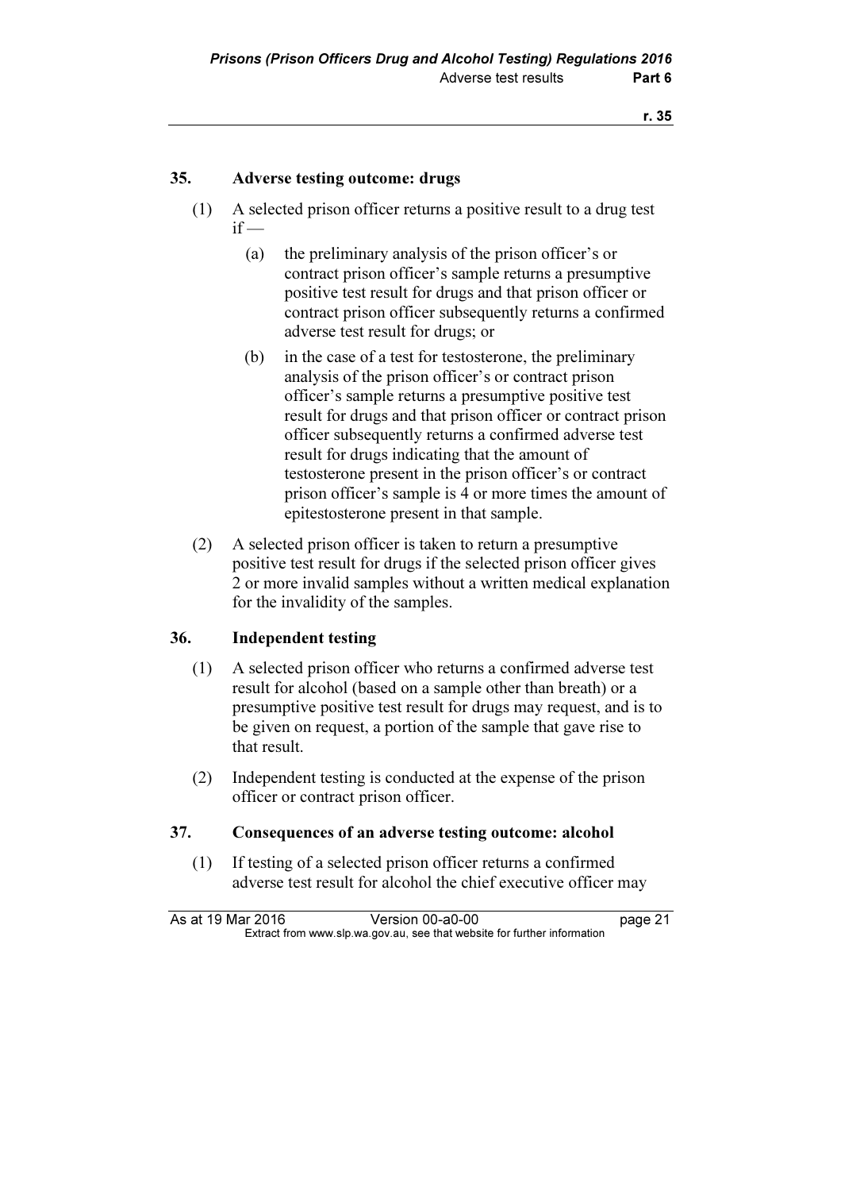## 35. Adverse testing outcome: drugs

(1) A selected prison officer returns a positive result to a drug test if —

(a) the preliminary analysis of the prison officer's or contract prison officer's sample returns a presumptive positive test result for drugs and that prison officer or contract prison officer subsequently returns a confirmed adverse test result for drugs; or

(b) in the case of a test for testosterone, the preliminary analysis of the prison officer's or contract prison officer's sample returns a presumptive positive test result for drugs and that prison officer or contract prison officer subsequently returns a confirmed adverse test result for drugs indicating that the amount of testosterone present in the prison officer's or contract prison officer's sample is 4 or more times the amount of epitestosterone present in that sample.

(2) A selected prison officer is taken to return a presumptive positive test result for drugs if the selected prison officer gives 2 or more invalid samples without a written medical explanation for the invalidity of the samples.

## 36. Independent testing

(1) A selected prison officer who returns a confirmed adverse test result for alcohol (based on a sample other than breath) or a presumptive positive test result for drugs may request, and is to be given on request, a portion of the sample that gave rise to that result.

(2) Independent testing is conducted at the expense of the prison officer or contract prison officer.

## 37. Consequences of an adverse testing outcome: alcohol

(1) If testing of a selected prison officer returns a confirmed adverse test result for alcohol the chief executive officer may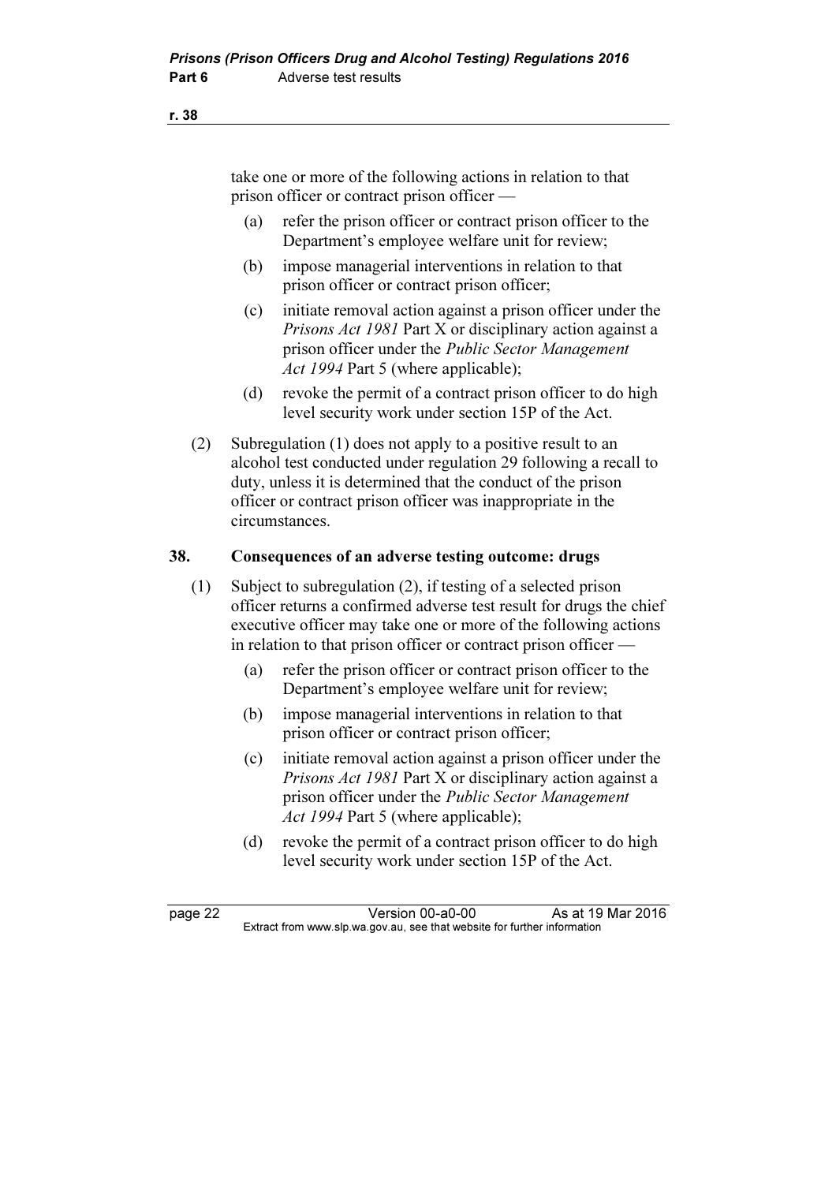take one or more of the following actions in relation to that prison officer or contract prison officer —

(a) refer the prison officer or contract prison officer to the Department's employee welfare unit for review;

(b) impose managerial interventions in relation to that prison officer or contract prison officer;

(c) initiate removal action against a prison officer under the *Prisons Act 1981* Part X or disciplinary action against a prison officer under the *Public Sector Management Act 1994* Part 5 (where applicable);

(d) revoke the permit of a contract prison officer to do high level security work under section 15P of the Act.

(2) Subregulation (1) does not apply to a positive result to an alcohol test conducted under regulation 29 following a recall to duty, unless it is determined that the conduct of the prison officer or contract prison officer was inappropriate in the circumstances.

## 38. Consequences of an adverse testing outcome: drugs

(1) Subject to subregulation (2), if testing of a selected prison officer returns a confirmed adverse test result for drugs the chief executive officer may take one or more of the following actions in relation to that prison officer or contract prison officer —

(a) refer the prison officer or contract prison officer to the Department's employee welfare unit for review;

(b) impose managerial interventions in relation to that prison officer or contract prison officer;

(c) initiate removal action against a prison officer under the *Prisons Act 1981* Part X or disciplinary action against a prison officer under the *Public Sector Management Act 1994* Part 5 (where applicable);

(d) revoke the permit of a contract prison officer to do high level security work under section 15P of the Act.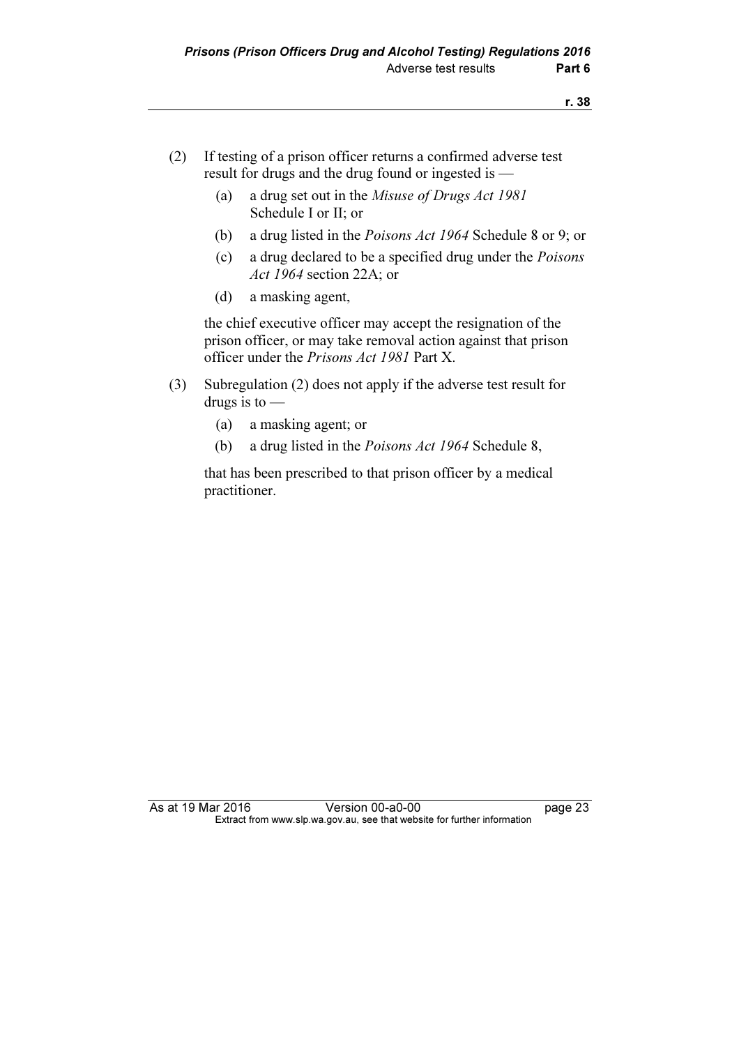(2) If testing of a prison officer returns a confirmed adverse test result for drugs and the drug found or ingested is —

(a) a drug set out in the *Misuse of Drugs Act 1981* Schedule I or II; or

(b) a drug listed in the *Poisons Act 1964* Schedule 8 or 9; or

(c) a drug declared to be a specified drug under the *Poisons Act 1964* section 22A; or

(d) a masking agent,

the chief executive officer may accept the resignation of the prison officer, or may take removal action against that prison officer under the *Prisons Act 1981* Part X.

(3) Subregulation (2) does not apply if the adverse test result for drugs is to —

(a) a masking agent; or

(b) a drug listed in the *Poisons Act 1964* Schedule 8,

that has been prescribed to that prison officer by a medical practitioner.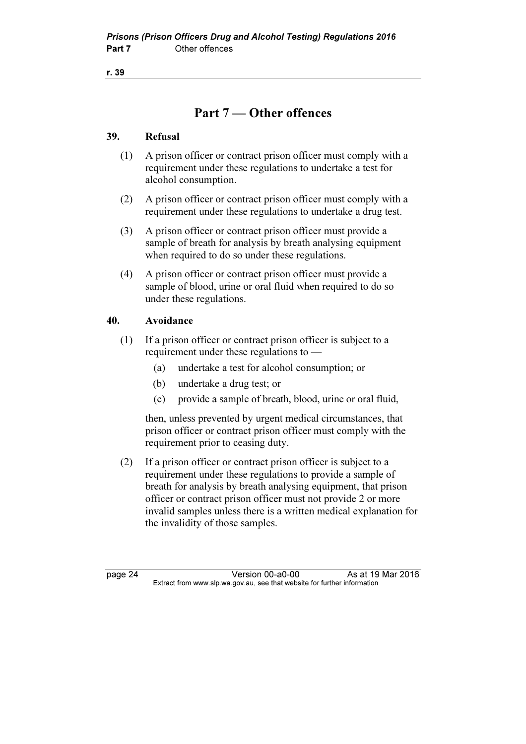# Part 7 — Other offences

## 39. Refusal

(1) A prison officer or contract prison officer must comply with a requirement under these regulations to undertake a test for alcohol consumption.

(2) A prison officer or contract prison officer must comply with a requirement under these regulations to undertake a drug test.

(3) A prison officer or contract prison officer must provide a sample of breath for analysis by breath analysing equipment when required to do so under these regulations.

(4) A prison officer or contract prison officer must provide a sample of blood, urine or oral fluid when required to do so under these regulations.

## 40. Avoidance

(1) If a prison officer or contract prison officer is subject to a requirement under these regulations to —

(a) undertake a test for alcohol consumption; or

(b) undertake a drug test; or

(c) provide a sample of breath, blood, urine or oral fluid,

then, unless prevented by urgent medical circumstances, that prison officer or contract prison officer must comply with the requirement prior to ceasing duty.

(2) If a prison officer or contract prison officer is subject to a requirement under these regulations to provide a sample of breath for analysis by breath analysing equipment, that prison officer or contract prison officer must not provide 2 or more invalid samples unless there is a written medical explanation for the invalidity of those samples.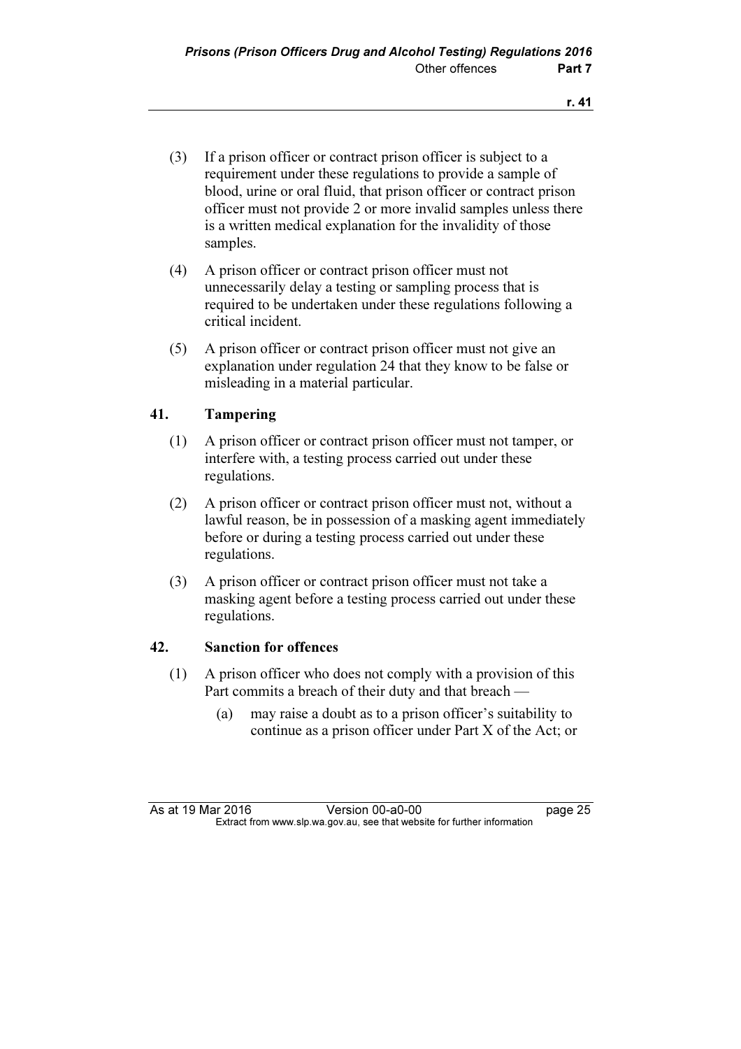(3) If a prison officer or contract prison officer is subject to a requirement under these regulations to provide a sample of blood, urine or oral fluid, that prison officer or contract prison officer must not provide 2 or more invalid samples unless there is a written medical explanation for the invalidity of those samples.

(4) A prison officer or contract prison officer must not unnecessarily delay a testing or sampling process that is required to be undertaken under these regulations following a critical incident.

(5) A prison officer or contract prison officer must not give an explanation under regulation 24 that they know to be false or misleading in a material particular.

## 41. Tampering

(1) A prison officer or contract prison officer must not tamper, or interfere with, a testing process carried out under these regulations.

(2) A prison officer or contract prison officer must not, without a lawful reason, be in possession of a masking agent immediately before or during a testing process carried out under these regulations.

(3) A prison officer or contract prison officer must not take a masking agent before a testing process carried out under these regulations.

## 42. Sanction for offences

(1) A prison officer who does not comply with a provision of this Part commits a breach of their duty and that breach —

(a) may raise a doubt as to a prison officer's suitability to continue as a prison officer under Part X of the Act; or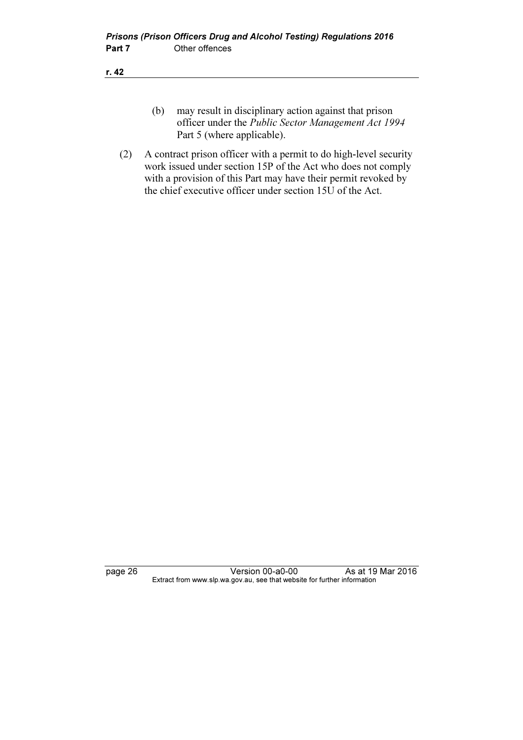(b) may result in disciplinary action against that prison officer under the *Public Sector Management Act 1994* Part 5 (where applicable).

(2) A contract prison officer with a permit to do high-level security work issued under section 15P of the Act who does not comply with a provision of this Part may have their permit revoked by the chief executive officer under section 15U of the Act.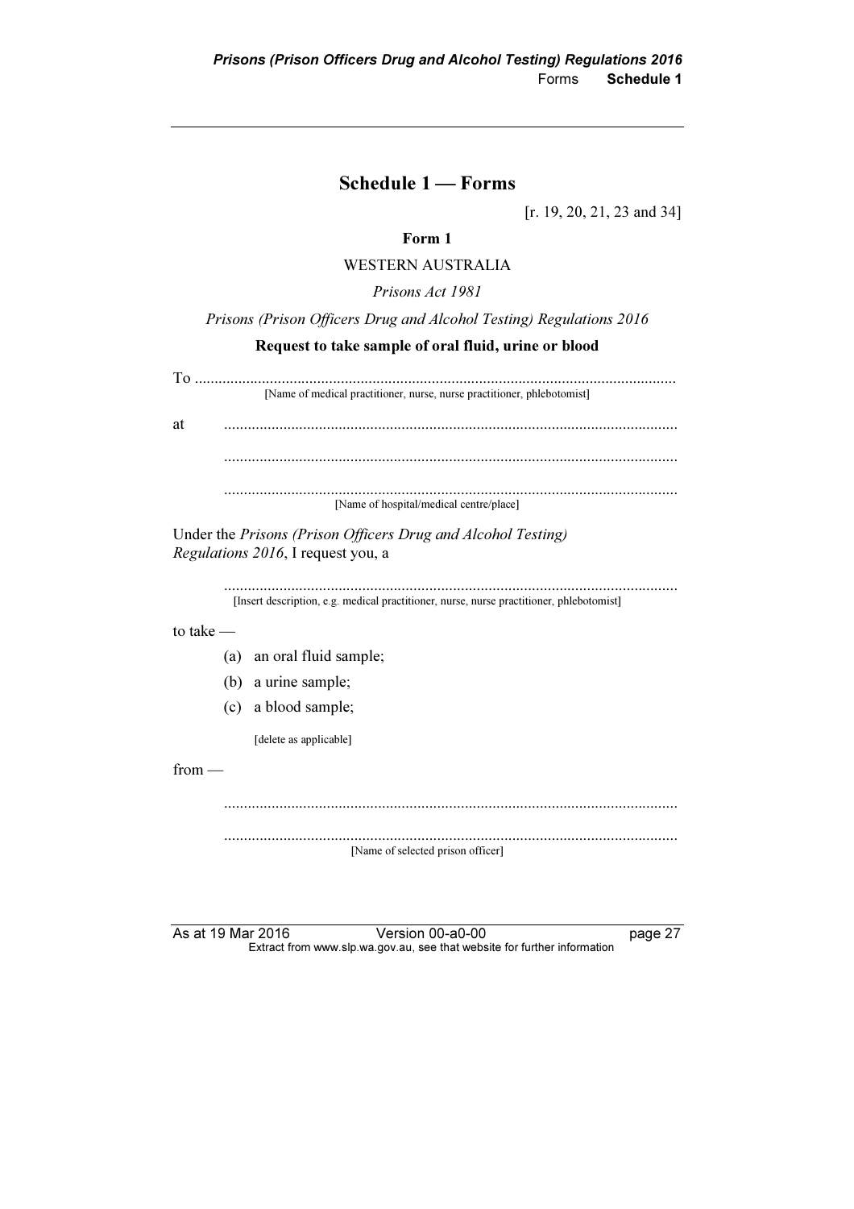# Schedule 1 — Forms

[r. 19, 20, 21, 23 and 34]

**Form 1**

WESTERN AUSTRALIA

*Prisons Act 1981*

*Prisons (Prison Officers Drug and Alcohol Testing) Regulations 2016*

**Request to take sample of oral fluid, urine or blood**

To ..........................................................................................................................
[Name of medical practitioner, nurse, nurse practitioner, phlebotomist]

at ..................................................................................................................

..................................................................................................................

..................................................................................................................
[Name of hospital/medical centre/place]

Under the *Prisons (Prison Officers Drug and Alcohol Testing) Regulations 2016*, I request you, a

..................................................................................................................
[Insert description, e.g. medical practitioner, nurse, nurse practitioner, phlebotomist]

to take —

(a) an oral fluid sample;

(b) a urine sample;

(c) a blood sample;

[delete as applicable]

from —

..................................................................................................................

..................................................................................................................
[Name of selected prison officer]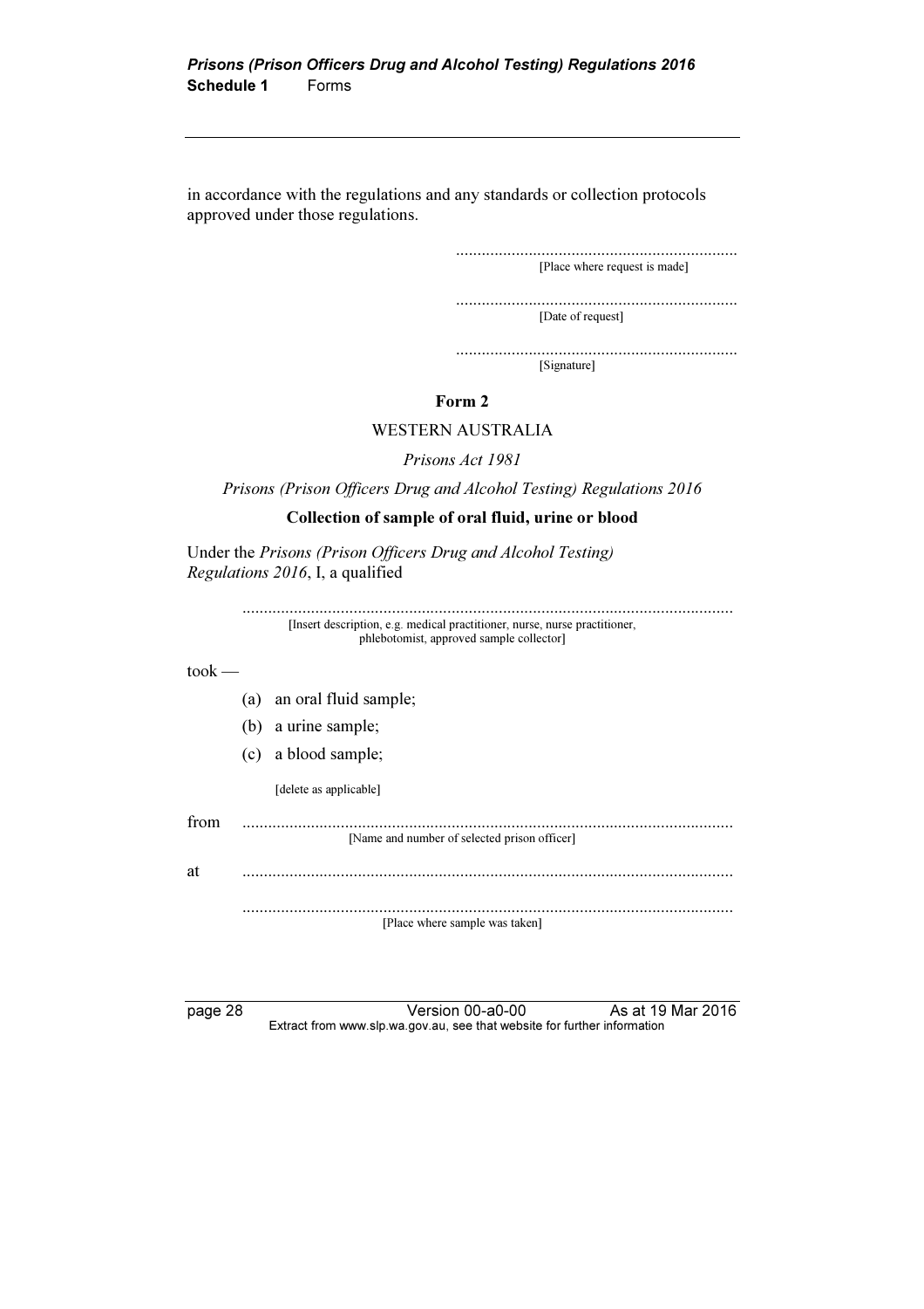in accordance with the regulations and any standards or collection protocols approved under those regulations.

.................................................................
[Place where request is made]

.................................................................
[Date of request]

.................................................................
[Signature]

**Form 2**

WESTERN AUSTRALIA

*Prisons Act 1981*

*Prisons (Prison Officers Drug and Alcohol Testing) Regulations 2016*

**Collection of sample of oral fluid, urine or blood**

Under the *Prisons (Prison Officers Drug and Alcohol Testing) Regulations 2016*, I, a qualified

.................................................................................................................
[Insert description, e.g. medical practitioner, nurse, nurse practitioner, phlebotomist, approved sample collector]

took —

(a) an oral fluid sample;

(b) a urine sample;

(c) a blood sample;

[delete as applicable]

from .................................................................................................................
[Name and number of selected prison officer]

at .................................................................................................................

.................................................................................................................
[Place where sample was taken]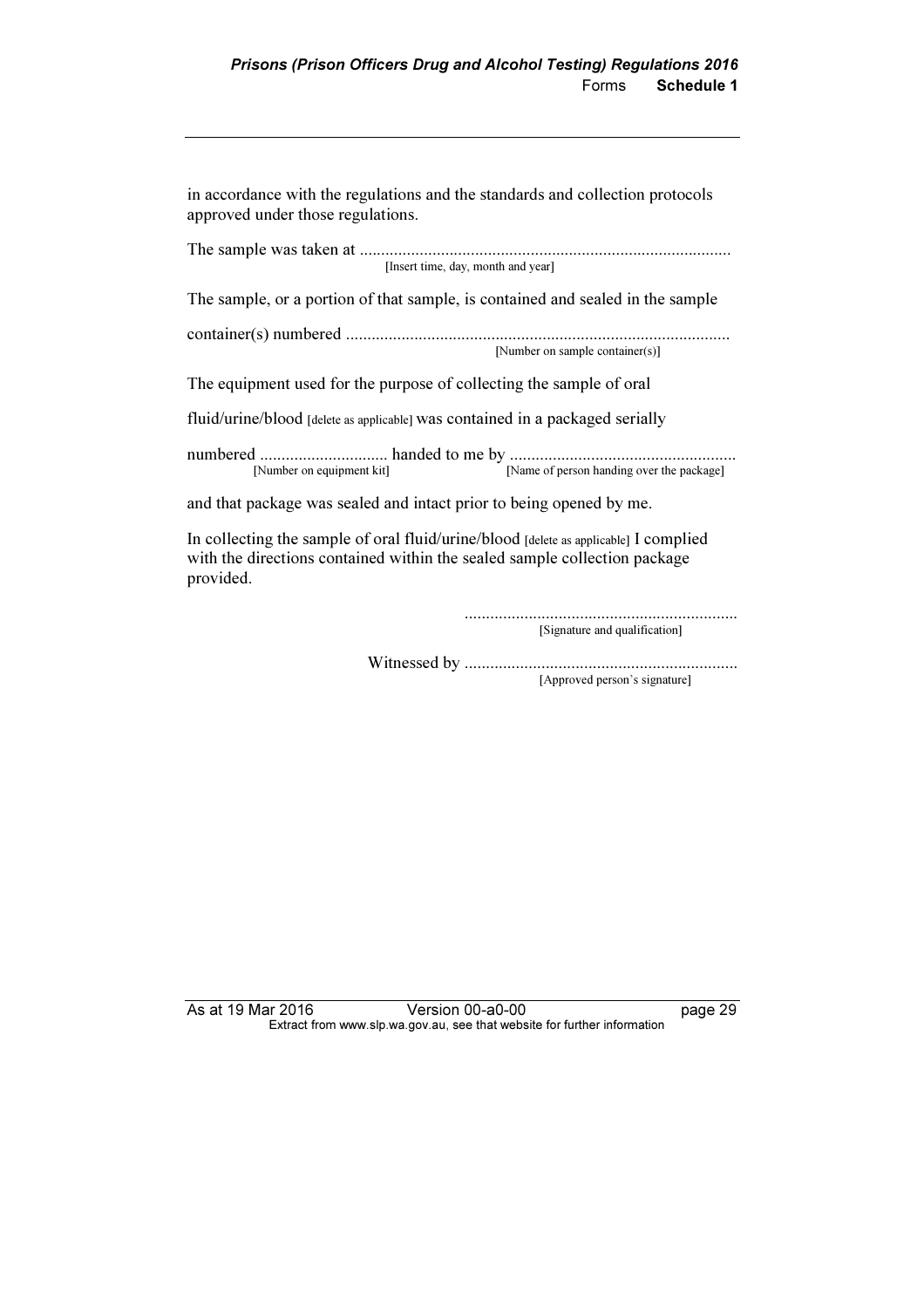in accordance with the regulations and the standards and collection protocols approved under those regulations.

The sample was taken at ......................................................................................
[Insert time, day, month and year]

The sample, or a portion of that sample, is contained and sealed in the sample

container(s) numbered .........................................................................................
[Number on sample container(s)]

The equipment used for the purpose of collecting the sample of oral

fluid/urine/blood [delete as applicable] was contained in a packaged serially

numbered .............................. handed to me by ....................................................
[Number on equipment kit] [Name of person handing over the package]

and that package was sealed and intact prior to being opened by me.

In collecting the sample of oral fluid/urine/blood [delete as applicable] I complied with the directions contained within the sealed sample collection package provided.

...............................................................
[Signature and qualification]

Witnessed by ...............................................................
[Approved person's signature]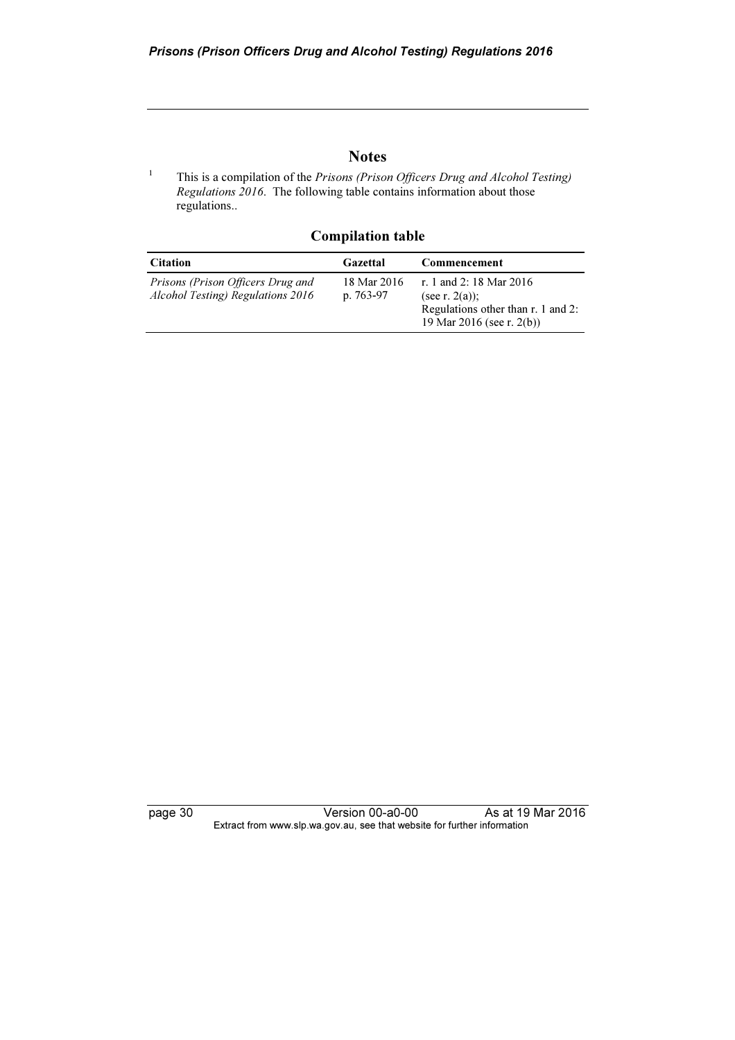## Notes

[1] This is a compilation of the *Prisons (Prison Officers Drug and Alcohol Testing) Regulations 2016*. The following table contains information about those regulations..

### Compilation table

| Citation | Gazettal | Commencement |
|---|---|---|
| *Prisons (Prison Officers Drug and Alcohol Testing) Regulations 2016* | 18 Mar 2016 p. 763-97 | r. 1 and 2: 18 Mar 2016 (see r. 2(a)); Regulations other than r. 1 and 2: 19 Mar 2016 (see r. 2(b)) |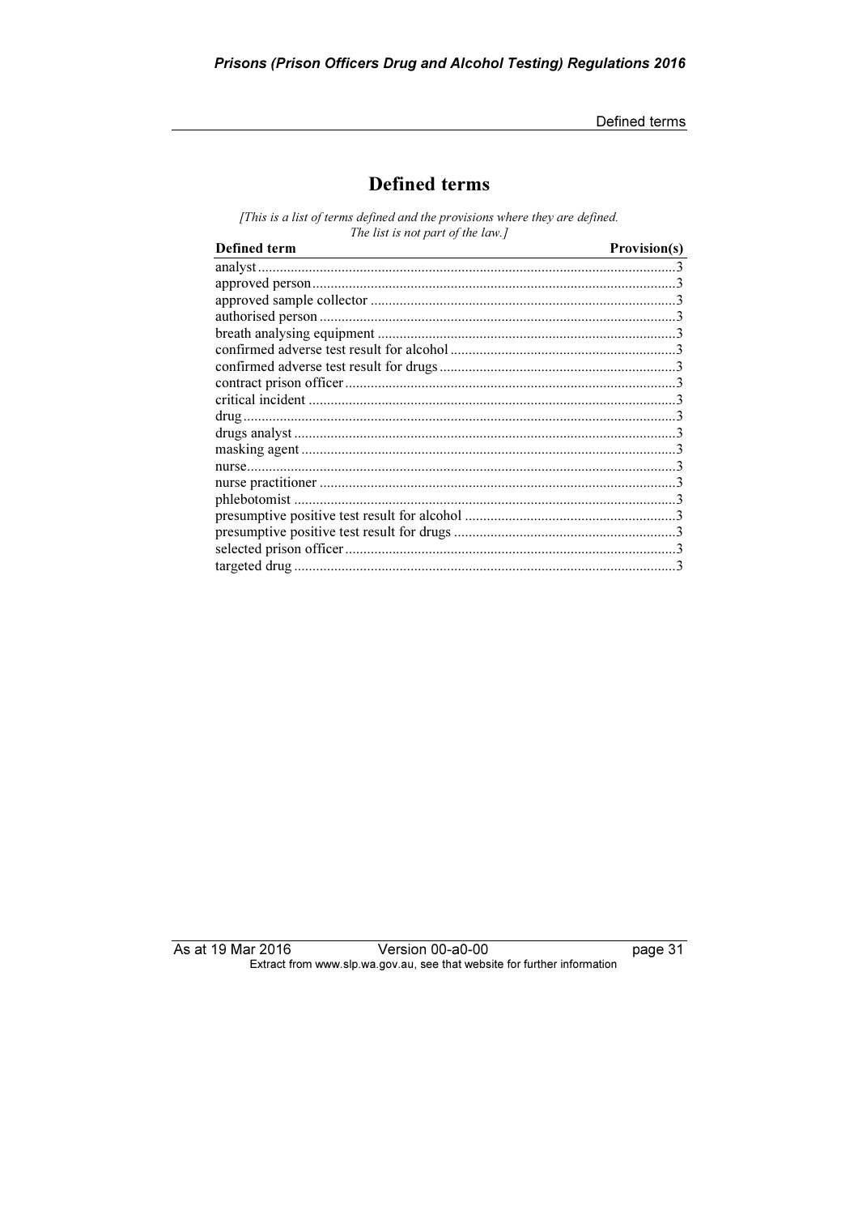# Defined terms

*[This is a list of terms defined and the provisions where they are defined. The list is not part of the law.]*

| Defined term | Provision(s) |
|---|---|
| analyst | 3 |
| approved person | 3 |
| approved sample collector | 3 |
| authorised person | 3 |
| breath analysing equipment | 3 |
| confirmed adverse test result for alcohol | 3 |
| confirmed adverse test result for drugs | 3 |
| contract prison officer | 3 |
| critical incident | 3 |
| drug | 3 |
| drugs analyst | 3 |
| masking agent | 3 |
| nurse | 3 |
| nurse practitioner | 3 |
| phlebotomist | 3 |
| presumptive positive test result for alcohol | 3 |
| presumptive positive test result for drugs | 3 |
| selected prison officer | 3 |
| targeted drug | 3 |